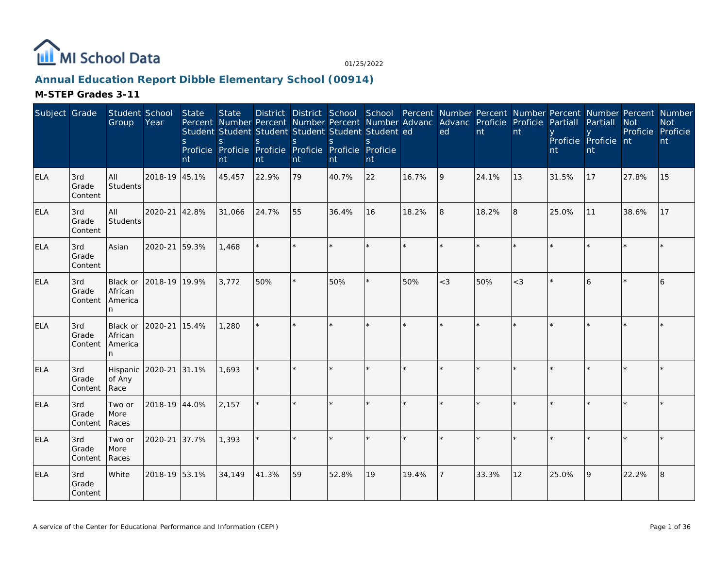MI School Data

01/25/2022

## Annual Education Report Dibble Elementary School (00914)

### M-STEP Grades 3-11

| Subject | Grade | Student Group | School Year | State Percent Students Proficient | State Number Students Proficient | District Percent Students Proficient | District Number Students Proficient | School Percent Students Proficient | School Number Students Proficient | Percent Advanced | Number Advanced | Percent Proficient | Number Proficient | Percent Partially Proficient | Number Partially Proficient | Percent Not Proficient | Number Not Proficient |
|---|---|---|---|---|---|---|---|---|---|---|---|---|---|---|---|---|---|
| ELA | 3rd Grade Content | All Students | 2018-19 | 45.1% | 45,457 | 22.9% | 79 | 40.7% | 22 | 16.7% | 9 | 24.1% | 13 | 31.5% | 17 | 27.8% | 15 |
| ELA | 3rd Grade Content | All Students | 2020-21 | 42.8% | 31,066 | 24.7% | 55 | 36.4% | 16 | 18.2% | 8 | 18.2% | 8 | 25.0% | 11 | 38.6% | 17 |
| ELA | 3rd Grade Content | Asian | 2020-21 | 59.3% | 1,468 | * | * | * | * | * | * | * | * | * | * | * | * |
| ELA | 3rd Grade Content | Black or African American | 2018-19 | 19.9% | 3,772 | 50% | * | 50% | * | 50% | <3 | 50% | <3 | * | 6 | * | 6 |
| ELA | 3rd Grade Content | Black or African American | 2020-21 | 15.4% | 1,280 | * | * | * | * | * | * | * | * | * | * | * | * |
| ELA | 3rd Grade Content | Hispanic of Any Race | 2020-21 | 31.1% | 1,693 | * | * | * | * | * | * | * | * | * | * | * | * |
| ELA | 3rd Grade Content | Two or More Races | 2018-19 | 44.0% | 2,157 | * | * | * | * | * | * | * | * | * | * | * | * |
| ELA | 3rd Grade Content | Two or More Races | 2020-21 | 37.7% | 1,393 | * | * | * | * | * | * | * | * | * | * | * | * |
| ELA | 3rd Grade Content | White | 2018-19 | 53.1% | 34,149 | 41.3% | 59 | 52.8% | 19 | 19.4% | 7 | 33.3% | 12 | 25.0% | 9 | 22.2% | 8 |

A service of the Center for Educational Performance and Information (CEPI)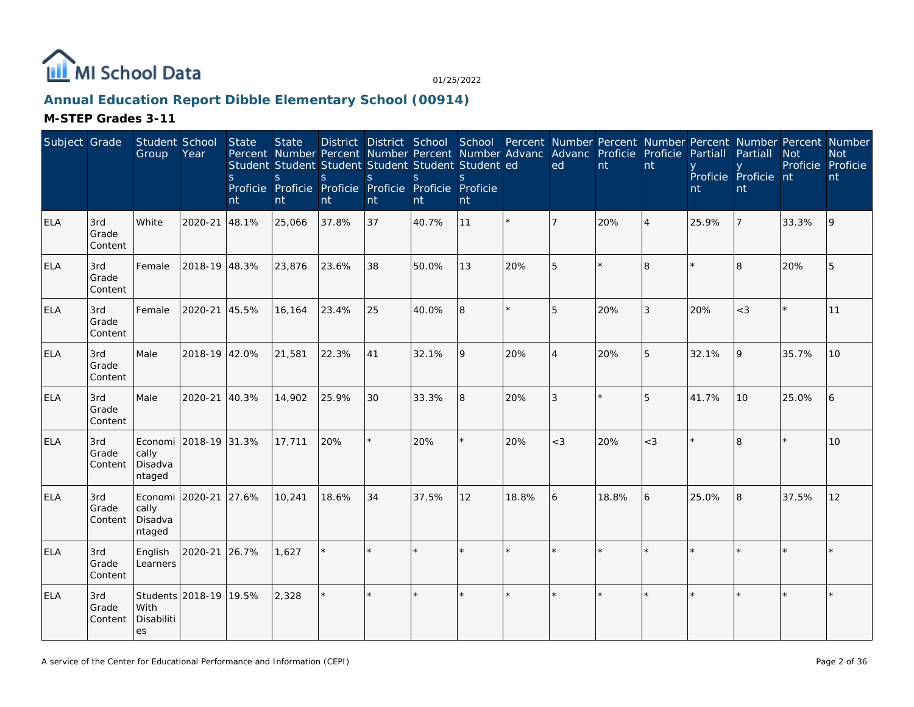MI School Data

01/25/2022

## Annual Education Report Dibble Elementary School (00914)

### M-STEP Grades 3-11

| Subject | Grade | Student Group | School Year | State Percent Students Proficient | State Number Students Proficient | District Percent Students Proficient | District Number Students Proficient | School Percent Students Proficient | School Number Students Proficient | Percent Advanced | Number Advanced | Percent Proficient | Number Proficient | Percent Partially Proficient | Number Partially Proficient | Percent Not Proficient | Number Not Proficient |
|---|---|---|---|---|---|---|---|---|---|---|---|---|---|---|---|---|---|
| ELA | 3rd Grade Content | White | 2020-21 | 48.1% | 25,066 | 37.8% | 37 | 40.7% | 11 | * | 7 | 20% | 4 | 25.9% | 7 | 33.3% | 9 |
| ELA | 3rd Grade Content | Female | 2018-19 | 48.3% | 23,876 | 23.6% | 38 | 50.0% | 13 | 20% | 5 | * | 8 | * | 8 | 20% | 5 |
| ELA | 3rd Grade Content | Female | 2020-21 | 45.5% | 16,164 | 23.4% | 25 | 40.0% | 8 | * | 5 | 20% | 3 | 20% | <3 | * | 11 |
| ELA | 3rd Grade Content | Male | 2018-19 | 42.0% | 21,581 | 22.3% | 41 | 32.1% | 9 | 20% | 4 | 20% | 5 | 32.1% | 9 | 35.7% | 10 |
| ELA | 3rd Grade Content | Male | 2020-21 | 40.3% | 14,902 | 25.9% | 30 | 33.3% | 8 | 20% | 3 | * | 5 | 41.7% | 10 | 25.0% | 6 |
| ELA | 3rd Grade Content | Economically Disadvantaged | 2018-19 | 31.3% | 17,711 | 20% | * | 20% | * | 20% | <3 | 20% | <3 | * | 8 | * | 10 |
| ELA | 3rd Grade Content | Economically Disadvantaged | 2020-21 | 27.6% | 10,241 | 18.6% | 34 | 37.5% | 12 | 18.8% | 6 | 18.8% | 6 | 25.0% | 8 | 37.5% | 12 |
| ELA | 3rd Grade Content | English Learners | 2020-21 | 26.7% | 1,627 | * | * | * | * | * | * | * | * | * | * | * | * |
| ELA | 3rd Grade Content | Students With Disabilities | 2018-19 | 19.5% | 2,328 | * | * | * | * | * | * | * | * | * | * | * | * |

A service of the Center for Educational Performance and Information (CEPI)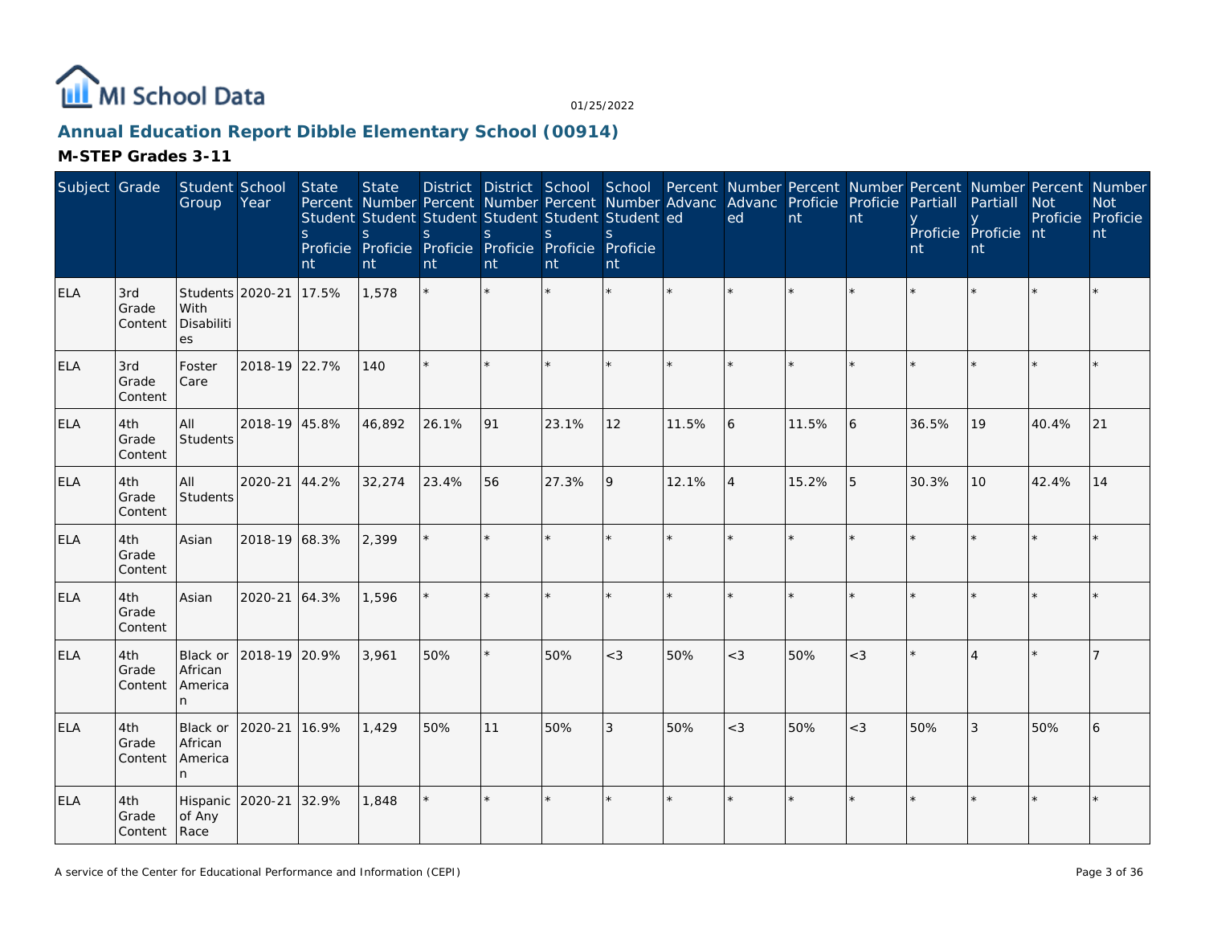01/25/2022

## Annual Education Report Dibble Elementary School (00914)

### M-STEP Grades 3-11

| Subject | Grade | Student Group | School Year | State Percent Students Proficient | State Number Students Proficient | District Percent Students Proficient | District Number Students Proficient | School Percent Students Proficient | School Number Students Proficient | Percent Advanced | Number Advanced | Percent Proficient | Number Proficient | Percent Partially Proficient | Number Partially Proficient | Percent Not Proficient | Number Not Proficient |
|---|---|---|---|---|---|---|---|---|---|---|---|---|---|---|---|---|---|
| ELA | 3rd Grade Content | Students With Disabilities | 2020-21 | 17.5% | 1,578 | * | * | * | * | * | * | * | * | * | * | * | * |
| ELA | 3rd Grade Content | Foster Care | 2018-19 | 22.7% | 140 | * | * | * | * | * | * | * | * | * | * | * | * |
| ELA | 4th Grade Content | All Students | 2018-19 | 45.8% | 46,892 | 26.1% | 91 | 23.1% | 12 | 11.5% | 6 | 11.5% | 6 | 36.5% | 19 | 40.4% | 21 |
| ELA | 4th Grade Content | All Students | 2020-21 | 44.2% | 32,274 | 23.4% | 56 | 27.3% | 9 | 12.1% | 4 | 15.2% | 5 | 30.3% | 10 | 42.4% | 14 |
| ELA | 4th Grade Content | Asian | 2018-19 | 68.3% | 2,399 | * | * | * | * | * | * | * | * | * | * | * | * |
| ELA | 4th Grade Content | Asian | 2020-21 | 64.3% | 1,596 | * | * | * | * | * | * | * | * | * | * | * | * |
| ELA | 4th Grade Content | Black or African American | 2018-19 | 20.9% | 3,961 | 50% | * | 50% | <3 | 50% | <3 | 50% | <3 | * | 4 | * | 7 |
| ELA | 4th Grade Content | Black or African American | 2020-21 | 16.9% | 1,429 | 50% | 11 | 50% | 3 | 50% | <3 | 50% | <3 | 50% | 3 | 50% | 6 |
| ELA | 4th Grade Content | Hispanic of Any Race | 2020-21 | 32.9% | 1,848 | * | * | * | * | * | * | * | * | * | * | * | * |

A service of the Center for Educational Performance and Information (CEPI)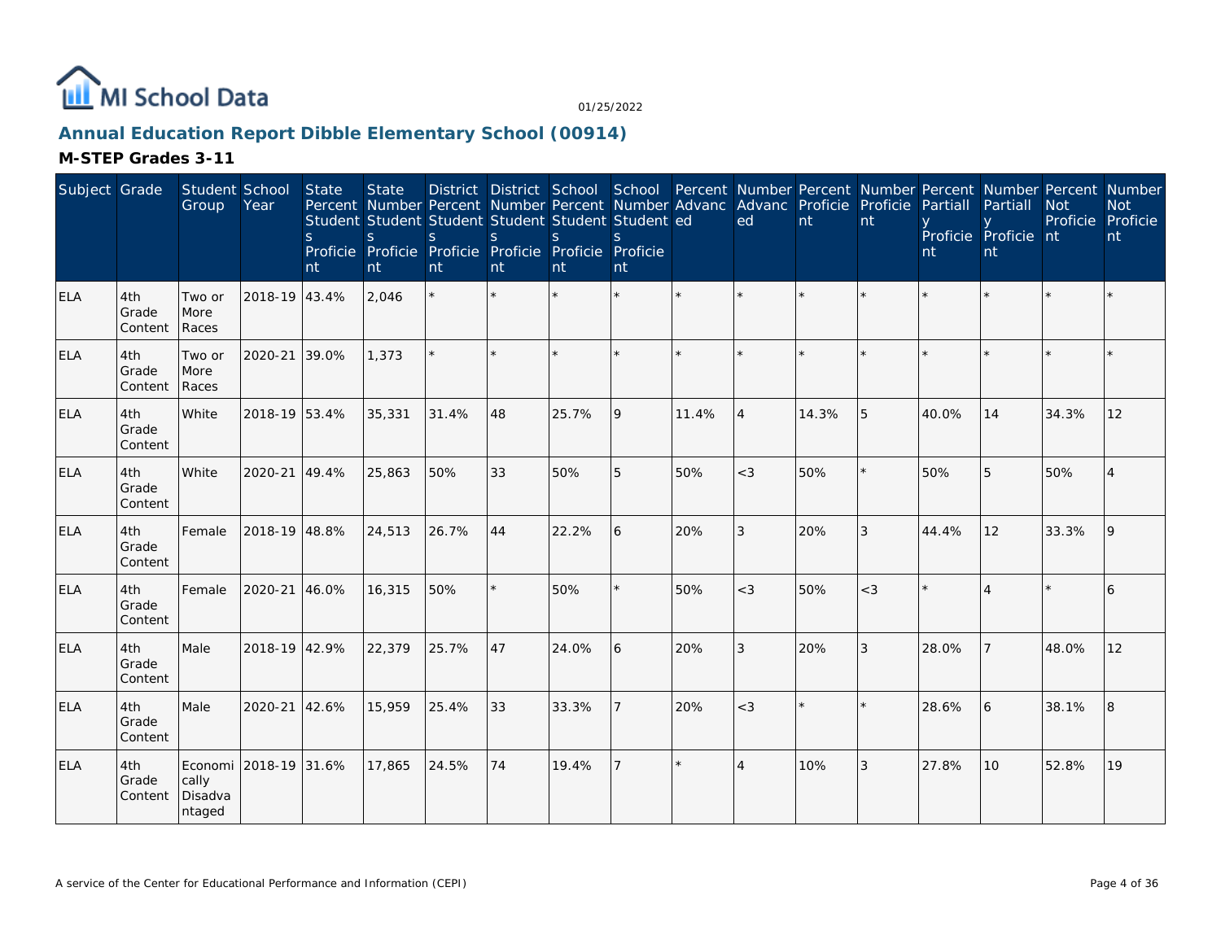01/25/2022

## Annual Education Report Dibble Elementary School (00914)

### M-STEP Grades 3-11

| Subject | Grade | Student Group | School Year | State Percent Students Proficient | State Number Students Proficient | District Percent Students Proficient | District Number Students Proficient | School Percent Students Proficient | School Number Students Proficient | Percent Advanced | Number Advanced | Percent Proficient | Number Proficient | Percent Partially Proficient | Number Partially Proficient | Percent Not Proficient | Number Not Proficient |
|---|---|---|---|---|---|---|---|---|---|---|---|---|---|---|---|---|---|
| ELA | 4th Grade Content | Two or More Races | 2018-19 | 43.4% | 2,046 | * | * | * | * | * | * | * | * | * | * | * | * |
| ELA | 4th Grade Content | Two or More Races | 2020-21 | 39.0% | 1,373 | * | * | * | * | * | * | * | * | * | * | * | * |
| ELA | 4th Grade Content | White | 2018-19 | 53.4% | 35,331 | 31.4% | 48 | 25.7% | 9 | 11.4% | 4 | 14.3% | 5 | 40.0% | 14 | 34.3% | 12 |
| ELA | 4th Grade Content | White | 2020-21 | 49.4% | 25,863 | 50% | 33 | 50% | 5 | 50% | <3 | 50% | * | 50% | 5 | 50% | 4 |
| ELA | 4th Grade Content | Female | 2018-19 | 48.8% | 24,513 | 26.7% | 44 | 22.2% | 6 | 20% | 3 | 20% | 3 | 44.4% | 12 | 33.3% | 9 |
| ELA | 4th Grade Content | Female | 2020-21 | 46.0% | 16,315 | 50% | * | 50% | * | 50% | <3 | 50% | <3 | * | 4 | * | 6 |
| ELA | 4th Grade Content | Male | 2018-19 | 42.9% | 22,379 | 25.7% | 47 | 24.0% | 6 | 20% | 3 | 20% | 3 | 28.0% | 7 | 48.0% | 12 |
| ELA | 4th Grade Content | Male | 2020-21 | 42.6% | 15,959 | 25.4% | 33 | 33.3% | 7 | 20% | <3 | * | * | 28.6% | 6 | 38.1% | 8 |
| ELA | 4th Grade Content | Economically Disadvantaged | 2018-19 | 31.6% | 17,865 | 24.5% | 74 | 19.4% | 7 | * | 4 | 10% | 3 | 27.8% | 10 | 52.8% | 19 |

A service of the Center for Educational Performance and Information (CEPI)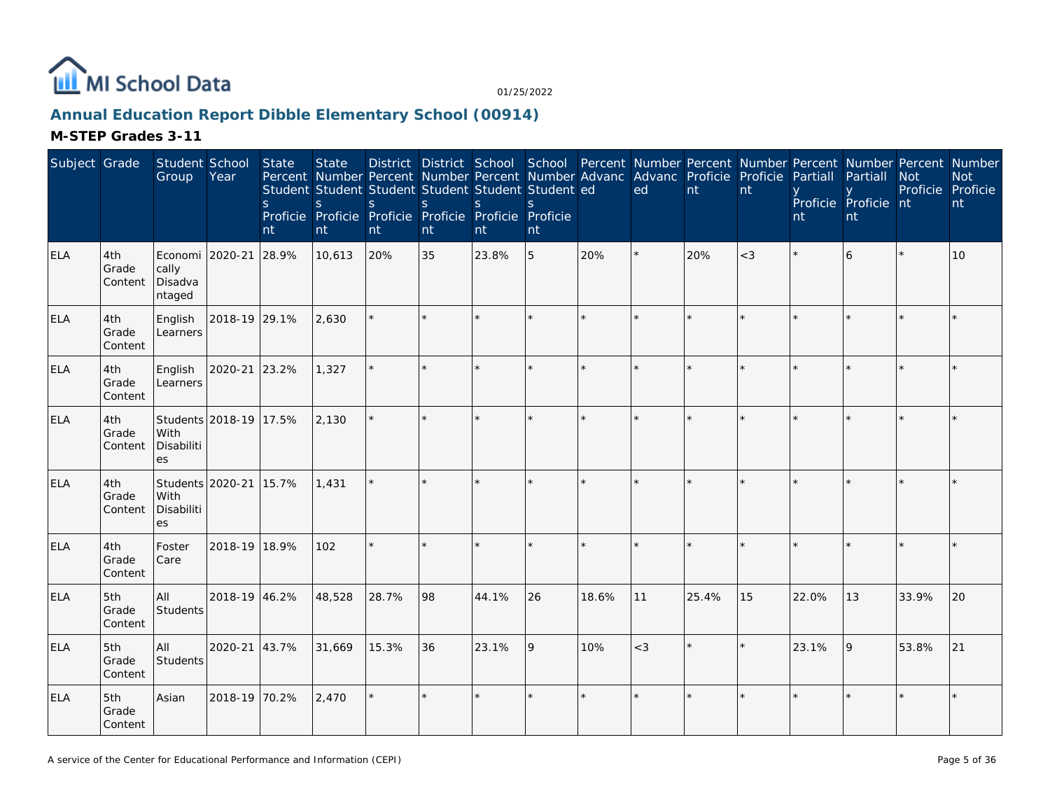MI School Data

01/25/2022

## Annual Education Report Dibble Elementary School (00914)

### M-STEP Grades 3-11

| Subject | Grade | Student Group | School Year | State Percent Students Proficient | State Number Students Proficient | District Percent Students Proficient | District Number Students Proficient | School Percent Students Proficient | School Number Students Proficient | Percent Advanced | Number Advanced | Percent Proficient | Number Proficient | Percent Partially Proficient | Number Partially Proficient | Percent Not Proficient | Number Not Proficient |
|---|---|---|---|---|---|---|---|---|---|---|---|---|---|---|---|---|---|
| ELA | 4th Grade Content | Economically Disadvantaged | 2020-21 | 28.9% | 10,613 | 20% | 35 | 23.8% | 5 | 20% | * | 20% | <3 | * | 6 | * | 10 |
| ELA | 4th Grade Content | English Learners | 2018-19 | 29.1% | 2,630 | * | * | * | * | * | * | * | * | * | * | * | * |
| ELA | 4th Grade Content | English Learners | 2020-21 | 23.2% | 1,327 | * | * | * | * | * | * | * | * | * | * | * | * |
| ELA | 4th Grade Content | Students With Disabilities | 2018-19 | 17.5% | 2,130 | * | * | * | * | * | * | * | * | * | * | * | * |
| ELA | 4th Grade Content | Students With Disabilities | 2020-21 | 15.7% | 1,431 | * | * | * | * | * | * | * | * | * | * | * | * |
| ELA | 4th Grade Content | Foster Care | 2018-19 | 18.9% | 102 | * | * | * | * | * | * | * | * | * | * | * | * |
| ELA | 5th Grade Content | All Students | 2018-19 | 46.2% | 48,528 | 28.7% | 98 | 44.1% | 26 | 18.6% | 11 | 25.4% | 15 | 22.0% | 13 | 33.9% | 20 |
| ELA | 5th Grade Content | All Students | 2020-21 | 43.7% | 31,669 | 15.3% | 36 | 23.1% | 9 | 10% | <3 | * | * | 23.1% | 9 | 53.8% | 21 |
| ELA | 5th Grade Content | Asian | 2018-19 | 70.2% | 2,470 | * | * | * | * | * | * | * | * | * | * | * | * |

A service of the Center for Educational Performance and Information (CEPI)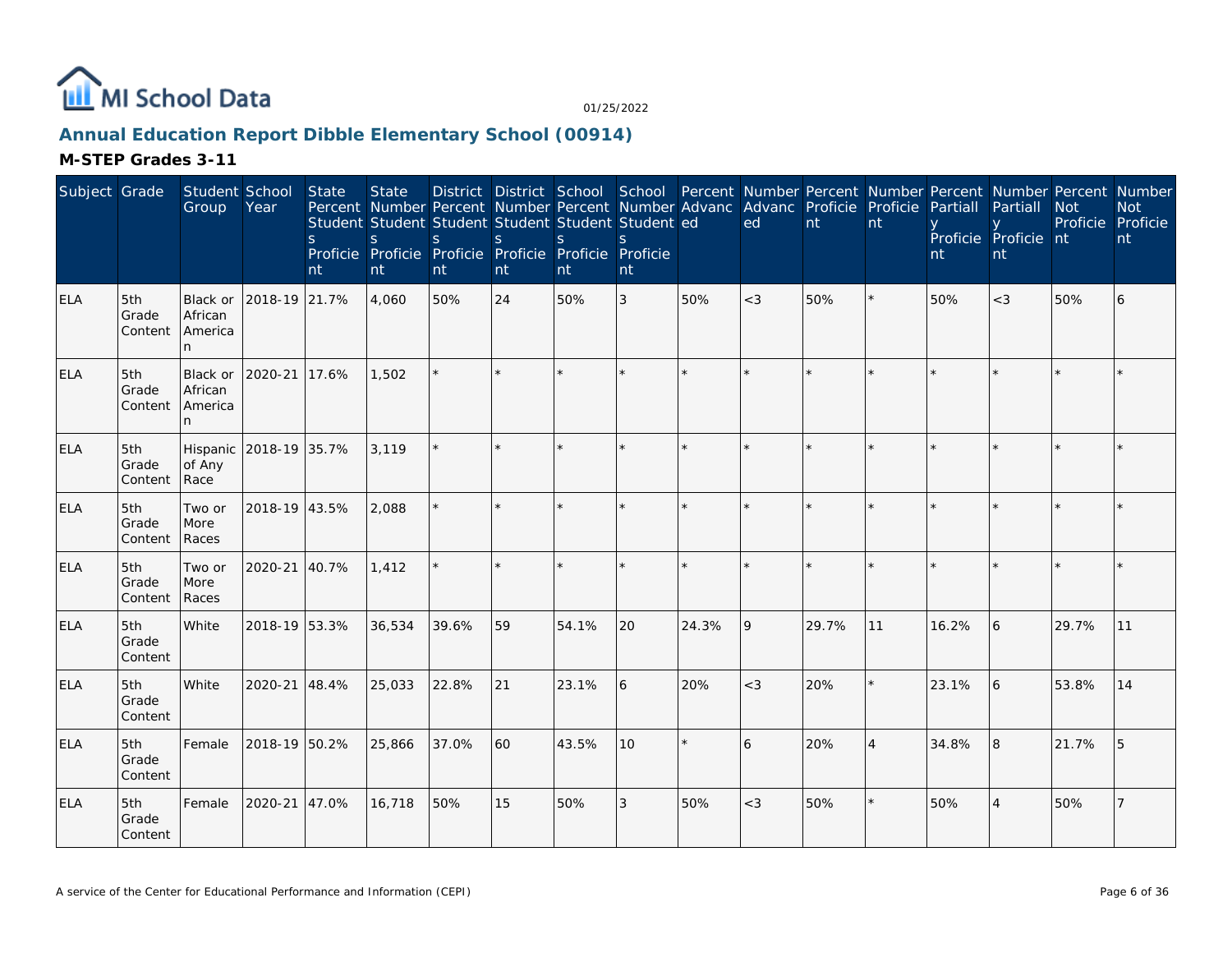# Annual Education Report Dibble Elementary School (00914)

## M-STEP Grades 3-11

| Subject | Grade | Student Group | School Year | State Percent Students Proficient | State Number Students Proficient | District Percent Students Proficient | District Number Students Proficient | School Percent Students Proficient | School Number Students Proficient | Percent Advanced | Number Advanced | Percent Proficient | Number Proficient | Percent Partially Proficient | Number Partially Proficient | Percent Not Proficient | Number Not Proficient |
|---|---|---|---|---|---|---|---|---|---|---|---|---|---|---|---|---|---|
| ELA | 5th Grade Content | Black or African American | 2018-19 | 21.7% | 4,060 | 50% | 24 | 50% | 3 | 50% | <3 | 50% | * | 50% | <3 | 50% | 6 |
| ELA | 5th Grade Content | Black or African American | 2020-21 | 17.6% | 1,502 | * | * | * | * | * | * | * | * | * | * | * | * |
| ELA | 5th Grade Content | Hispanic of Any Race | 2018-19 | 35.7% | 3,119 | * | * | * | * | * | * | * | * | * | * | * | * |
| ELA | 5th Grade Content | Two or More Races | 2018-19 | 43.5% | 2,088 | * | * | * | * | * | * | * | * | * | * | * | * |
| ELA | 5th Grade Content | Two or More Races | 2020-21 | 40.7% | 1,412 | * | * | * | * | * | * | * | * | * | * | * | * |
| ELA | 5th Grade Content | White | 2018-19 | 53.3% | 36,534 | 39.6% | 59 | 54.1% | 20 | 24.3% | 9 | 29.7% | 11 | 16.2% | 6 | 29.7% | 11 |
| ELA | 5th Grade Content | White | 2020-21 | 48.4% | 25,033 | 22.8% | 21 | 23.1% | 6 | 20% | <3 | 20% | * | 23.1% | 6 | 53.8% | 14 |
| ELA | 5th Grade Content | Female | 2018-19 | 50.2% | 25,866 | 37.0% | 60 | 43.5% | 10 | * | 6 | 20% | 4 | 34.8% | 8 | 21.7% | 5 |
| ELA | 5th Grade Content | Female | 2020-21 | 47.0% | 16,718 | 50% | 15 | 50% | 3 | 50% | <3 | 50% | * | 50% | 4 | 50% | 7 |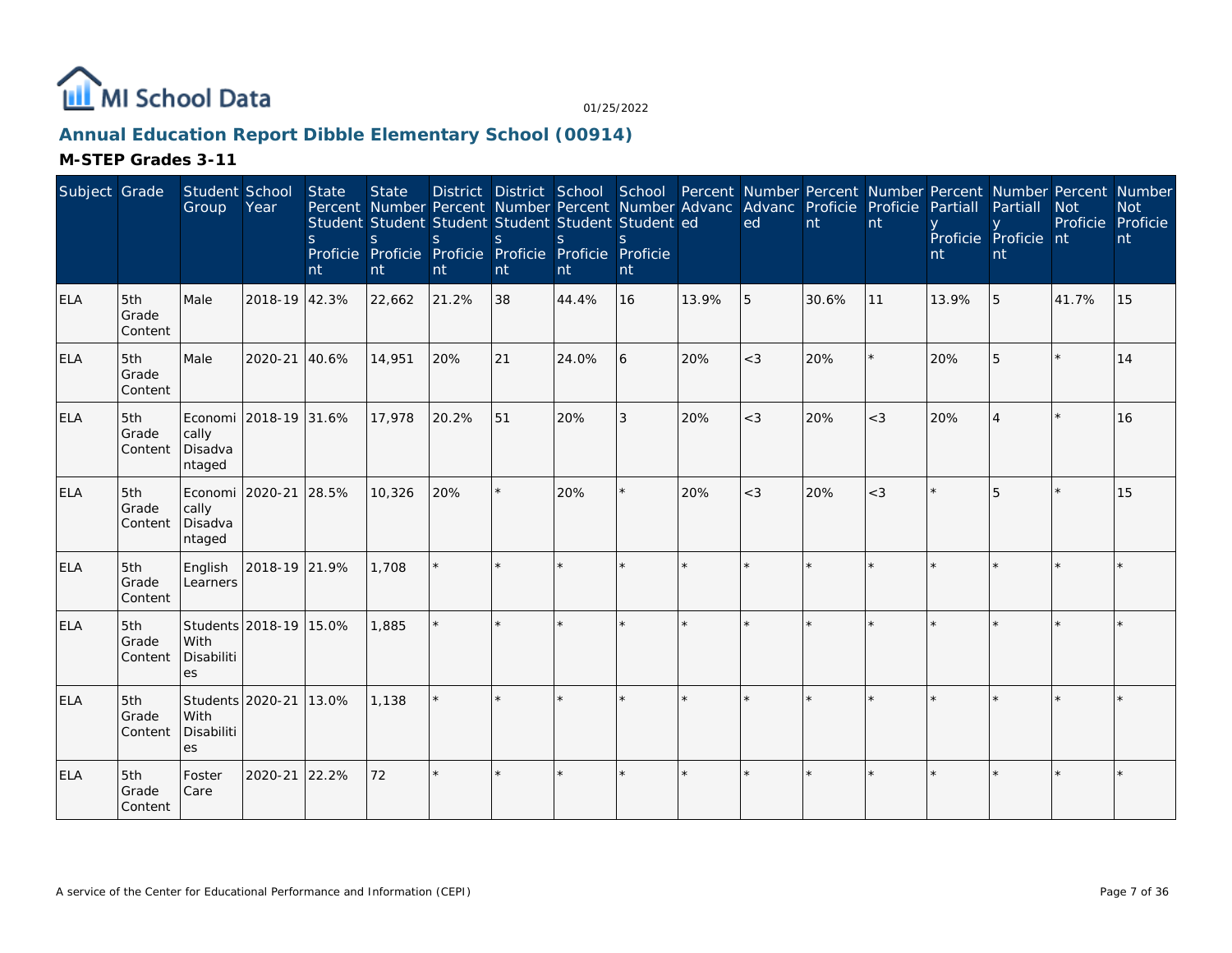## Annual Education Report Dibble Elementary School (00914)

### M-STEP Grades 3-11

| Subject | Grade | Student Group | School Year | State Percent Students Proficient | State Number Students Proficient | District Percent Students Proficient | District Number Students Proficient | School Percent Students Proficient | School Number Students Proficient | Percent Advanced | Number Advanced | Percent Proficient | Number Proficient | Percent Partially Proficient | Number Partially Proficient | Percent Not Proficient | Number Not Proficient |
|---|---|---|---|---|---|---|---|---|---|---|---|---|---|---|---|---|---|
| ELA | 5th Grade Content | Male | 2018-19 | 42.3% | 22,662 | 21.2% | 38 | 44.4% | 16 | 13.9% | 5 | 30.6% | 11 | 13.9% | 5 | 41.7% | 15 |
| ELA | 5th Grade Content | Male | 2020-21 | 40.6% | 14,951 | 20% | 21 | 24.0% | 6 | 20% | <3 | 20% | * | 20% | 5 | * | 14 |
| ELA | 5th Grade Content | Economically Disadvantaged | 2018-19 | 31.6% | 17,978 | 20.2% | 51 | 20% | 3 | 20% | <3 | 20% | <3 | 20% | 4 | * | 16 |
| ELA | 5th Grade Content | Economically Disadvantaged | 2020-21 | 28.5% | 10,326 | 20% | * | 20% | * | 20% | <3 | 20% | <3 | * | 5 | * | 15 |
| ELA | 5th Grade Content | English Learners | 2018-19 | 21.9% | 1,708 | * | * | * | * | * | * | * | * | * | * | * | * |
| ELA | 5th Grade Content | Students With Disabilities | 2018-19 | 15.0% | 1,885 | * | * | * | * | * | * | * | * | * | * | * | * |
| ELA | 5th Grade Content | Students With Disabilities | 2020-21 | 13.0% | 1,138 | * | * | * | * | * | * | * | * | * | * | * | * |
| ELA | 5th Grade Content | Foster Care | 2020-21 | 22.2% | 72 | * | * | * | * | * | * | * | * | * | * | * | * |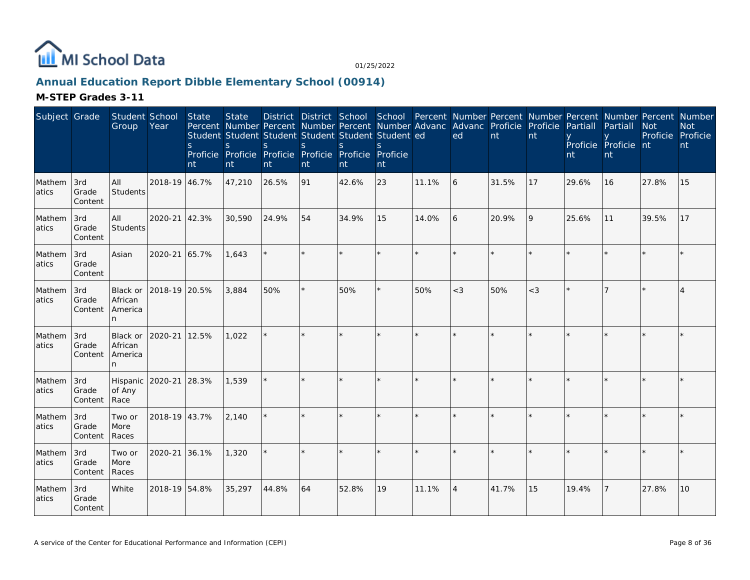# MI School Data

01/25/2022

## Annual Education Report Dibble Elementary School (00914)

### M-STEP Grades 3-11

| Subject | Grade | Student Group | School Year | State Percent Students Proficient | State Number Students Proficient | District Percent Students Proficient | District Number Students Proficient | School Percent Students Proficient | School Number Students Proficient | Percent Advanced | Number Advanced | Percent Proficient | Number Proficient | Percent Partially Proficient | Number Partially Proficient | Percent Not Proficient | Number Not Proficient |
|---|---|---|---|---|---|---|---|---|---|---|---|---|---|---|---|---|---|
| Mathematics | 3rd Grade Content | All Students | 2018-19 | 46.7% | 47,210 | 26.5% | 91 | 42.6% | 23 | 11.1% | 6 | 31.5% | 17 | 29.6% | 16 | 27.8% | 15 |
| Mathematics | 3rd Grade Content | All Students | 2020-21 | 42.3% | 30,590 | 24.9% | 54 | 34.9% | 15 | 14.0% | 6 | 20.9% | 9 | 25.6% | 11 | 39.5% | 17 |
| Mathematics | 3rd Grade Content | Asian | 2020-21 | 65.7% | 1,643 | * | * | * | * | * | * | * | * | * | * | * | * |
| Mathematics | 3rd Grade Content | Black or African American | 2018-19 | 20.5% | 3,884 | 50% | * | 50% | * | 50% | <3 | 50% | <3 | * | 7 | * | 4 |
| Mathematics | 3rd Grade Content | Black or African American | 2020-21 | 12.5% | 1,022 | * | * | * | * | * | * | * | * | * | * | * | * |
| Mathematics | 3rd Grade Content | Hispanic of Any Race | 2020-21 | 28.3% | 1,539 | * | * | * | * | * | * | * | * | * | * | * | * |
| Mathematics | 3rd Grade Content | Two or More Races | 2018-19 | 43.7% | 2,140 | * | * | * | * | * | * | * | * | * | * | * | * |
| Mathematics | 3rd Grade Content | Two or More Races | 2020-21 | 36.1% | 1,320 | * | * | * | * | * | * | * | * | * | * | * | * |
| Mathematics | 3rd Grade Content | White | 2018-19 | 54.8% | 35,297 | 44.8% | 64 | 52.8% | 19 | 11.1% | 4 | 41.7% | 15 | 19.4% | 7 | 27.8% | 10 |

A service of the Center for Educational Performance and Information (CEPI)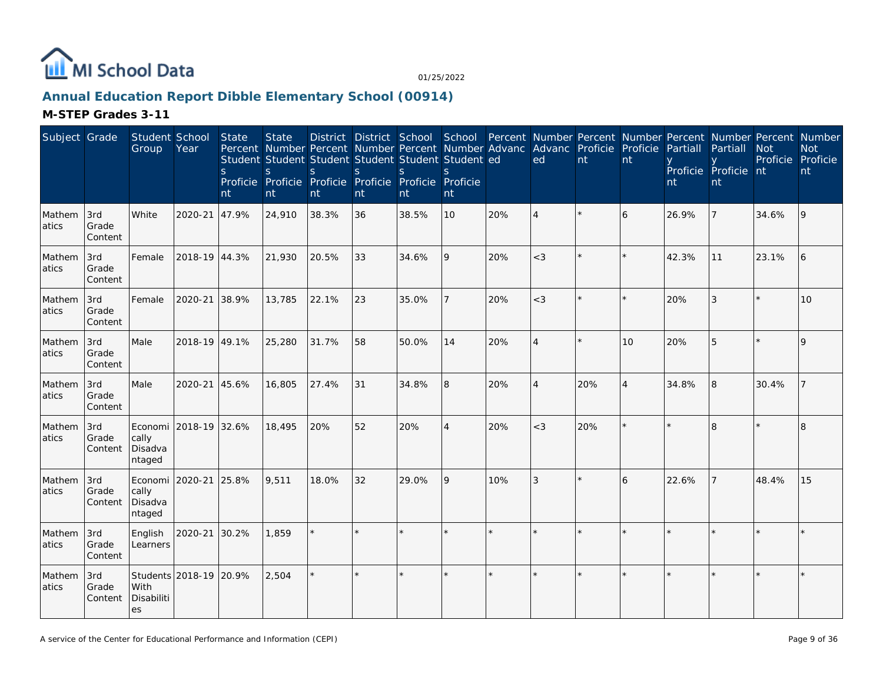# Annual Education Report Dibble Elementary School (00914)

01/25/2022

## M-STEP Grades 3-11

| Subject | Grade | Student Group | School Year | State Percent Students Proficient | State Number Students Proficient | District Percent Students Proficient | District Number Students Proficient | School Percent Students Proficient | School Number Students Proficient | Percent Advanced | Number Advanced | Percent Proficient | Number Proficient | Percent Partially Proficient | Number Partially Proficient | Percent Not Proficient | Number Not Proficient |
|---|---|---|---|---|---|---|---|---|---|---|---|---|---|---|---|---|---|
| Mathematics | 3rd Grade Content | White | 2020-21 | 47.9% | 24,910 | 38.3% | 36 | 38.5% | 10 | 20% | 4 | * | 6 | 26.9% | 7 | 34.6% | 9 |
| Mathematics | 3rd Grade Content | Female | 2018-19 | 44.3% | 21,930 | 20.5% | 33 | 34.6% | 9 | 20% | <3 | * | * | 42.3% | 11 | 23.1% | 6 |
| Mathematics | 3rd Grade Content | Female | 2020-21 | 38.9% | 13,785 | 22.1% | 23 | 35.0% | 7 | 20% | <3 | * | * | 20% | 3 | * | 10 |
| Mathematics | 3rd Grade Content | Male | 2018-19 | 49.1% | 25,280 | 31.7% | 58 | 50.0% | 14 | 20% | 4 | * | 10 | 20% | 5 | * | 9 |
| Mathematics | 3rd Grade Content | Male | 2020-21 | 45.6% | 16,805 | 27.4% | 31 | 34.8% | 8 | 20% | 4 | 20% | 4 | 34.8% | 8 | 30.4% | 7 |
| Mathematics | 3rd Grade Content | Economically Disadvantaged | 2018-19 | 32.6% | 18,495 | 20% | 52 | 20% | 4 | 20% | <3 | 20% | * | * | 8 | * | 8 |
| Mathematics | 3rd Grade Content | Economically Disadvantaged | 2020-21 | 25.8% | 9,511 | 18.0% | 32 | 29.0% | 9 | 10% | 3 | * | 6 | 22.6% | 7 | 48.4% | 15 |
| Mathematics | 3rd Grade Content | English Learners | 2020-21 | 30.2% | 1,859 | * | * | * | * | * | * | * | * | * | * | * | * |
| Mathematics | 3rd Grade Content | Students With Disabilities | 2018-19 | 20.9% | 2,504 | * | * | * | * | * | * | * | * | * | * | * | * |

A service of the Center for Educational Performance and Information (CEPI)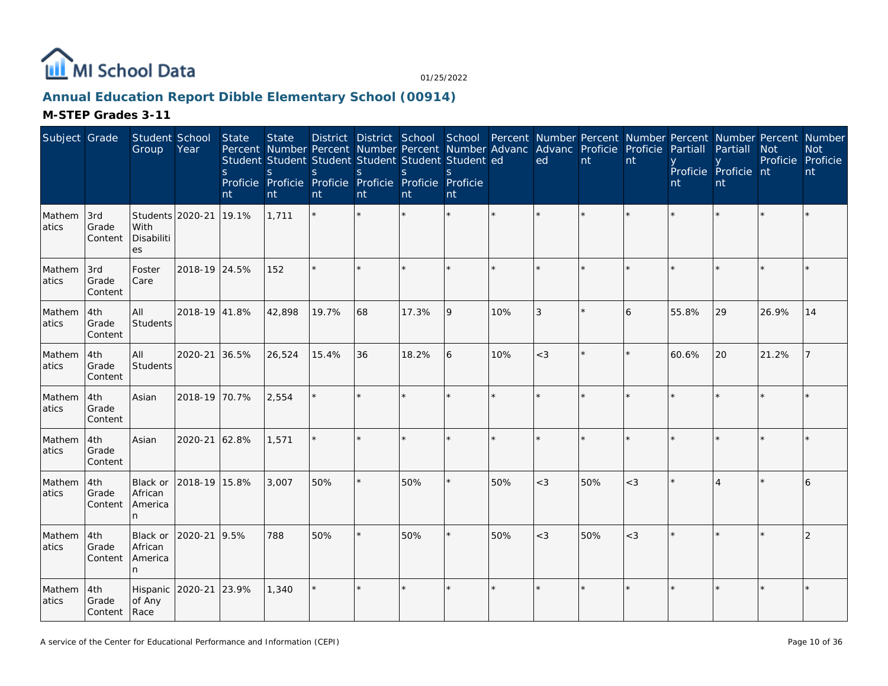## Annual Education Report Dibble Elementary School (00914)

### M-STEP Grades 3-11

| Subject | Grade | Student Group | School Year | State Percent Students Proficient | State Number Students Proficient | District Percent Students Proficient | District Number Students Proficient | School Percent Students Proficient | School Number Students Proficient | Percent Advanced | Number Advanced | Percent Proficient | Number Proficient | Percent Partially Proficient | Number Partially Proficient | Percent Not Proficient | Number Not Proficient |
|---|---|---|---|---|---|---|---|---|---|---|---|---|---|---|---|---|---|
| Mathematics | 3rd Grade Content | Students With Disabilities | 2020-21 | 19.1% | 1,711 | * | * | * | * | * | * | * | * | * | * | * | * |
| Mathematics | 3rd Grade Content | Foster Care | 2018-19 | 24.5% | 152 | * | * | * | * | * | * | * | * | * | * | * | * |
| Mathematics | 4th Grade Content | All Students | 2018-19 | 41.8% | 42,898 | 19.7% | 68 | 17.3% | 9 | 10% | 3 | * | 6 | 55.8% | 29 | 26.9% | 14 |
| Mathematics | 4th Grade Content | All Students | 2020-21 | 36.5% | 26,524 | 15.4% | 36 | 18.2% | 6 | 10% | <3 | * | * | 60.6% | 20 | 21.2% | 7 |
| Mathematics | 4th Grade Content | Asian | 2018-19 | 70.7% | 2,554 | * | * | * | * | * | * | * | * | * | * | * | * |
| Mathematics | 4th Grade Content | Asian | 2020-21 | 62.8% | 1,571 | * | * | * | * | * | * | * | * | * | * | * | * |
| Mathematics | 4th Grade Content | Black or African American | 2018-19 | 15.8% | 3,007 | 50% | * | 50% | * | 50% | <3 | 50% | <3 | * | 4 | * | 6 |
| Mathematics | 4th Grade Content | Black or African American | 2020-21 | 9.5% | 788 | 50% | * | 50% | * | 50% | <3 | 50% | <3 | * | * | * | 2 |
| Mathematics | 4th Grade Content | Hispanic of Any Race | 2020-21 | 23.9% | 1,340 | * | * | * | * | * | * | * | * | * | * | * | * |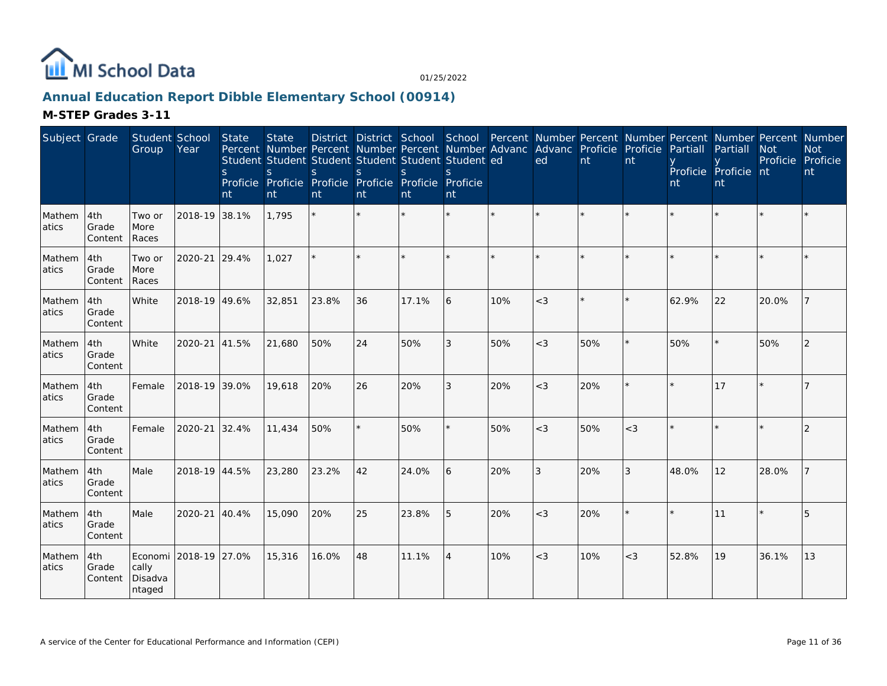MI School Data

01/25/2022

## Annual Education Report Dibble Elementary School (00914)

### M-STEP Grades 3-11

| Subject | Grade | Student Group | School Year | State Percent Students Proficient | State Number Students Proficient | District Percent Students Proficient | District Number Students Proficient | School Percent Students Proficient | School Number Students Proficient | Percent Advanced | Number Advanced | Percent Proficient | Number Proficient | Percent Partially Proficient | Number Partially Proficient | Percent Not Proficient | Number Not Proficient |
|---|---|---|---|---|---|---|---|---|---|---|---|---|---|---|---|---|---|
| Mathematics | 4th Grade Content | Two or More Races | 2018-19 | 38.1% | 1,795 | * | * | * | * | * | * | * | * | * | * | * | * |
| Mathematics | 4th Grade Content | Two or More Races | 2020-21 | 29.4% | 1,027 | * | * | * | * | * | * | * | * | * | * | * | * |
| Mathematics | 4th Grade Content | White | 2018-19 | 49.6% | 32,851 | 23.8% | 36 | 17.1% | 6 | 10% | <3 | * | * | 62.9% | 22 | 20.0% | 7 |
| Mathematics | 4th Grade Content | White | 2020-21 | 41.5% | 21,680 | 50% | 24 | 50% | 3 | 50% | <3 | 50% | * | 50% | * | 50% | 2 |
| Mathematics | 4th Grade Content | Female | 2018-19 | 39.0% | 19,618 | 20% | 26 | 20% | 3 | 20% | <3 | 20% | * | * | 17 | * | 7 |
| Mathematics | 4th Grade Content | Female | 2020-21 | 32.4% | 11,434 | 50% | * | 50% | * | 50% | <3 | 50% | <3 | * | * | * | 2 |
| Mathematics | 4th Grade Content | Male | 2018-19 | 44.5% | 23,280 | 23.2% | 42 | 24.0% | 6 | 20% | 3 | 20% | 3 | 48.0% | 12 | 28.0% | 7 |
| Mathematics | 4th Grade Content | Male | 2020-21 | 40.4% | 15,090 | 20% | 25 | 23.8% | 5 | 20% | <3 | 20% | * | * | 11 | * | 5 |
| Mathematics | 4th Grade Content | Economically Disadvantaged | 2018-19 | 27.0% | 15,316 | 16.0% | 48 | 11.1% | 4 | 10% | <3 | 10% | <3 | 52.8% | 19 | 36.1% | 13 |

A service of the Center for Educational Performance and Information (CEPI)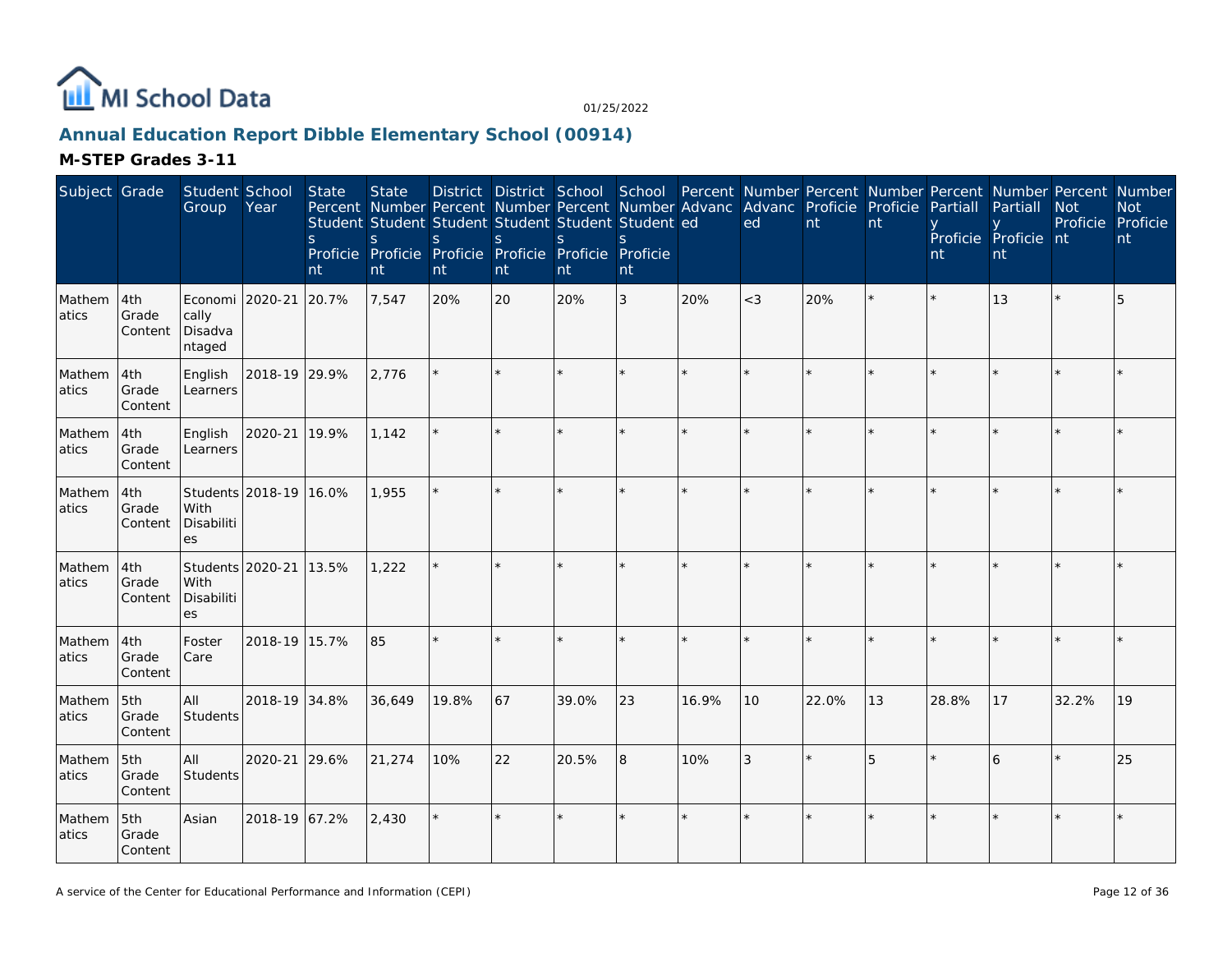# Annual Education Report Dibble Elementary School (00914)

## M-STEP Grades 3-11

| Subject | Grade | Student Group | School Year | State Percent Students Proficient | State Number Students Proficient | District Percent Students Proficient | District Number Students Proficient | School Percent Students Proficient | School Number Students Proficient | Percent Advanced | Number Advanced | Percent Proficient | Number Proficient | Percent Partially Proficient | Number Partially Proficient | Percent Not Proficient | Number Not Proficient |
|---|---|---|---|---|---|---|---|---|---|---|---|---|---|---|---|---|---|
| Mathematics | 4th Grade Content | Economically Disadvantaged | 2020-21 | 20.7% | 7,547 | 20% | 20 | 20% | 3 | 20% | <3 | 20% | * | * | 13 | * | 5 |
| Mathematics | 4th Grade Content | English Learners | 2018-19 | 29.9% | 2,776 | * | * | * | * | * | * | * | * | * | * | * | * |
| Mathematics | 4th Grade Content | English Learners | 2020-21 | 19.9% | 1,142 | * | * | * | * | * | * | * | * | * | * | * | * |
| Mathematics | 4th Grade Content | Students With Disabilities | 2018-19 | 16.0% | 1,955 | * | * | * | * | * | * | * | * | * | * | * | * |
| Mathematics | 4th Grade Content | Students With Disabilities | 2020-21 | 13.5% | 1,222 | * | * | * | * | * | * | * | * | * | * | * | * |
| Mathematics | 4th Grade Content | Foster Care | 2018-19 | 15.7% | 85 | * | * | * | * | * | * | * | * | * | * | * | * |
| Mathematics | 5th Grade Content | All Students | 2018-19 | 34.8% | 36,649 | 19.8% | 67 | 39.0% | 23 | 16.9% | 10 | 22.0% | 13 | 28.8% | 17 | 32.2% | 19 |
| Mathematics | 5th Grade Content | All Students | 2020-21 | 29.6% | 21,274 | 10% | 22 | 20.5% | 8 | 10% | 3 | * | 5 | * | 6 | * | 25 |
| Mathematics | 5th Grade Content | Asian | 2018-19 | 67.2% | 2,430 | * | * | * | * | * | * | * | * | * | * | * | * |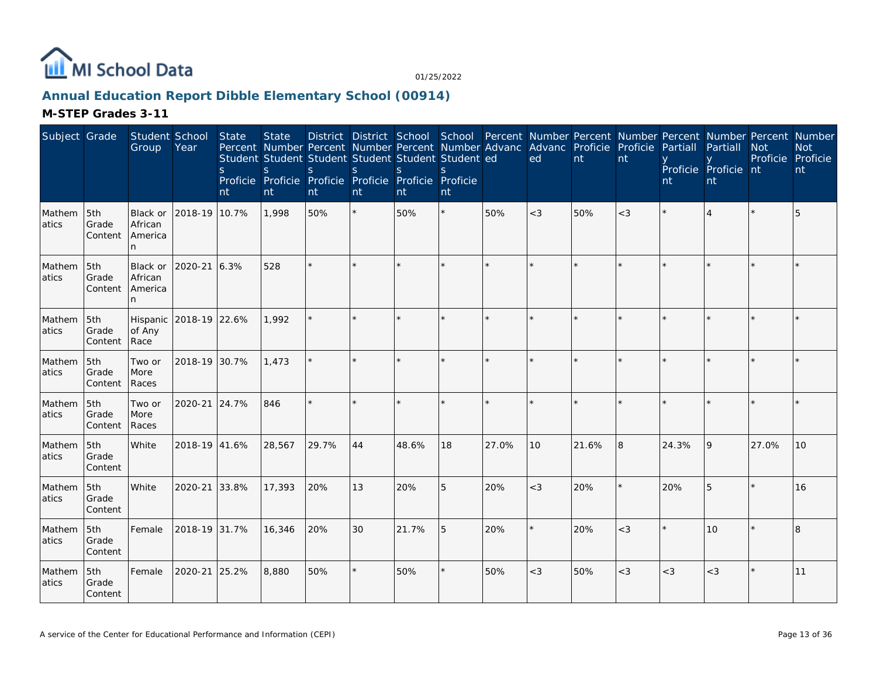## Annual Education Report Dibble Elementary School (00914)

### M-STEP Grades 3-11

| Subject | Grade | Student Group | School Year | State Percent Students Proficient | State Number Students Proficient | District Percent Students Proficient | District Number Students Proficient | School Percent Students Proficient | School Number Students Proficient | Percent Advanced | Number Advanced | Percent Proficient | Number Proficient | Percent Partially Proficient | Number Partially Proficient | Percent Not Proficient | Number Not Proficient |
|---|---|---|---|---|---|---|---|---|---|---|---|---|---|---|---|---|---|
| Mathematics | 5th Grade Content | Black or African American | 2018-19 | 10.7% | 1,998 | 50% | * | 50% | * | 50% | <3 | 50% | <3 | * | 4 | * | 5 |
| Mathematics | 5th Grade Content | Black or African American | 2020-21 | 6.3% | 528 | * | * | * | * | * | * | * | * | * | * | * | * |
| Mathematics | 5th Grade Content | Hispanic of Any Race | 2018-19 | 22.6% | 1,992 | * | * | * | * | * | * | * | * | * | * | * | * |
| Mathematics | 5th Grade Content | Two or More Races | 2018-19 | 30.7% | 1,473 | * | * | * | * | * | * | * | * | * | * | * | * |
| Mathematics | 5th Grade Content | Two or More Races | 2020-21 | 24.7% | 846 | * | * | * | * | * | * | * | * | * | * | * | * |
| Mathematics | 5th Grade Content | White | 2018-19 | 41.6% | 28,567 | 29.7% | 44 | 48.6% | 18 | 27.0% | 10 | 21.6% | 8 | 24.3% | 9 | 27.0% | 10 |
| Mathematics | 5th Grade Content | White | 2020-21 | 33.8% | 17,393 | 20% | 13 | 20% | 5 | 20% | <3 | 20% | * | 20% | 5 | * | 16 |
| Mathematics | 5th Grade Content | Female | 2018-19 | 31.7% | 16,346 | 20% | 30 | 21.7% | 5 | 20% | * | 20% | <3 | * | 10 | * | 8 |
| Mathematics | 5th Grade Content | Female | 2020-21 | 25.2% | 8,880 | 50% | * | 50% | * | 50% | <3 | 50% | <3 | <3 | <3 | * | 11 |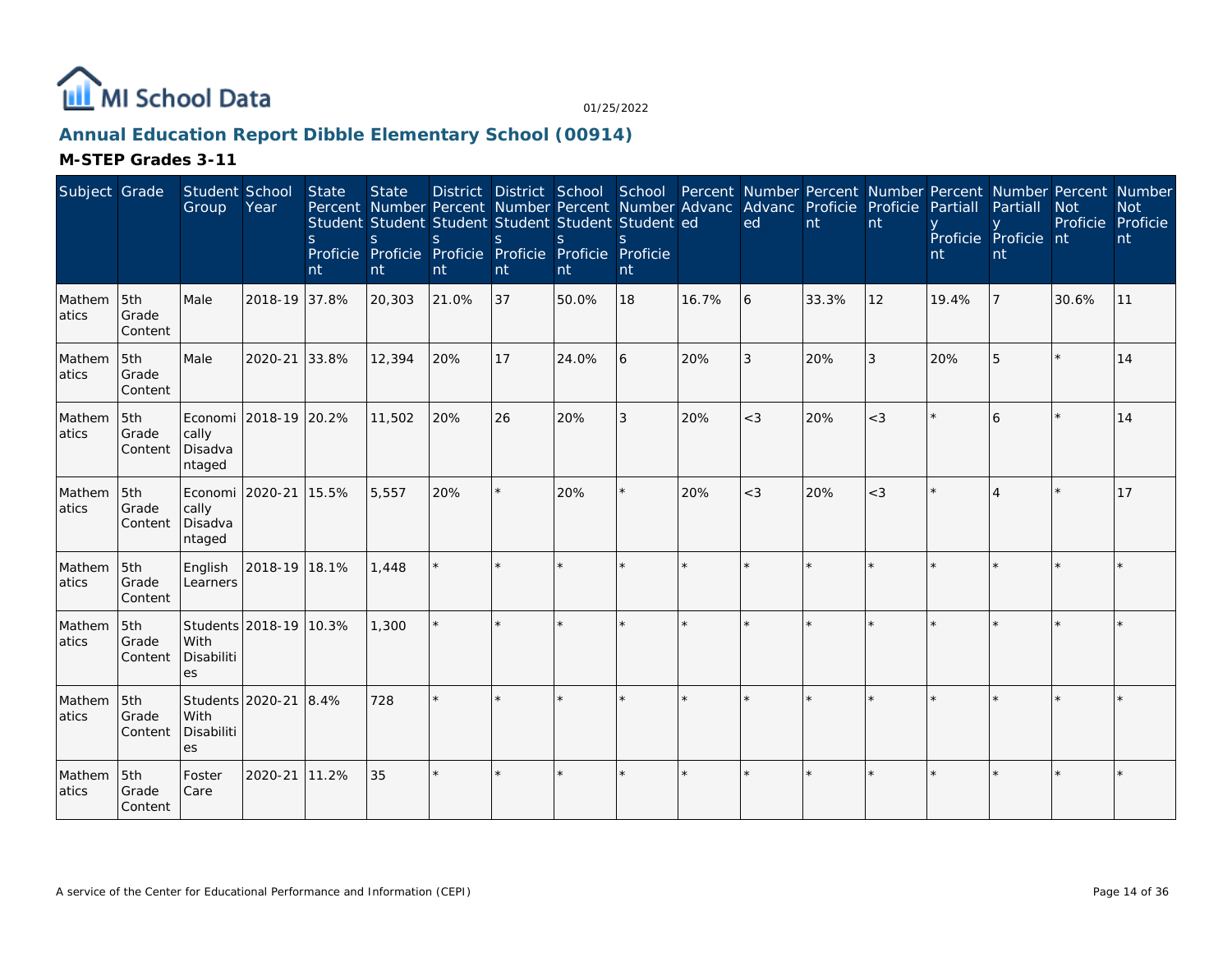# Annual Education Report Dibble Elementary School (00914)

## M-STEP Grades 3-11

| Subject | Grade | Student Group | School Year | State Percent Students Proficient | State Number Students Proficient | District Percent Students Proficient | District Number Students Proficient | School Percent Students Proficient | School Number Students Proficient | Percent Advanced | Number Advanced | Percent Proficient | Number Proficient | Percent Partially Proficient | Number Partially Proficient | Percent Not Proficient | Number Not Proficient |
|---|---|---|---|---|---|---|---|---|---|---|---|---|---|---|---|---|---|
| Mathematics | 5th Grade Content | Male | 2018-19 | 37.8% | 20,303 | 21.0% | 37 | 50.0% | 18 | 16.7% | 6 | 33.3% | 12 | 19.4% | 7 | 30.6% | 11 |
| Mathematics | 5th Grade Content | Male | 2020-21 | 33.8% | 12,394 | 20% | 17 | 24.0% | 6 | 20% | 3 | 20% | 3 | 20% | 5 | * | 14 |
| Mathematics | 5th Grade Content | Economically Disadvantaged | 2018-19 | 20.2% | 11,502 | 20% | 26 | 20% | 3 | 20% | <3 | 20% | <3 | * | 6 | * | 14 |
| Mathematics | 5th Grade Content | Economically Disadvantaged | 2020-21 | 15.5% | 5,557 | 20% | * | 20% | * | 20% | <3 | 20% | <3 | * | 4 | * | 17 |
| Mathematics | 5th Grade Content | English Learners | 2018-19 | 18.1% | 1,448 | * | * | * | * | * | * | * | * | * | * | * | * |
| Mathematics | 5th Grade Content | Students With Disabilities | 2018-19 | 10.3% | 1,300 | * | * | * | * | * | * | * | * | * | * | * | * |
| Mathematics | 5th Grade Content | Students With Disabilities | 2020-21 | 8.4% | 728 | * | * | * | * | * | * | * | * | * | * | * | * |
| Mathematics | 5th Grade Content | Foster Care | 2020-21 | 11.2% | 35 | * | * | * | * | * | * | * | * | * | * | * | * |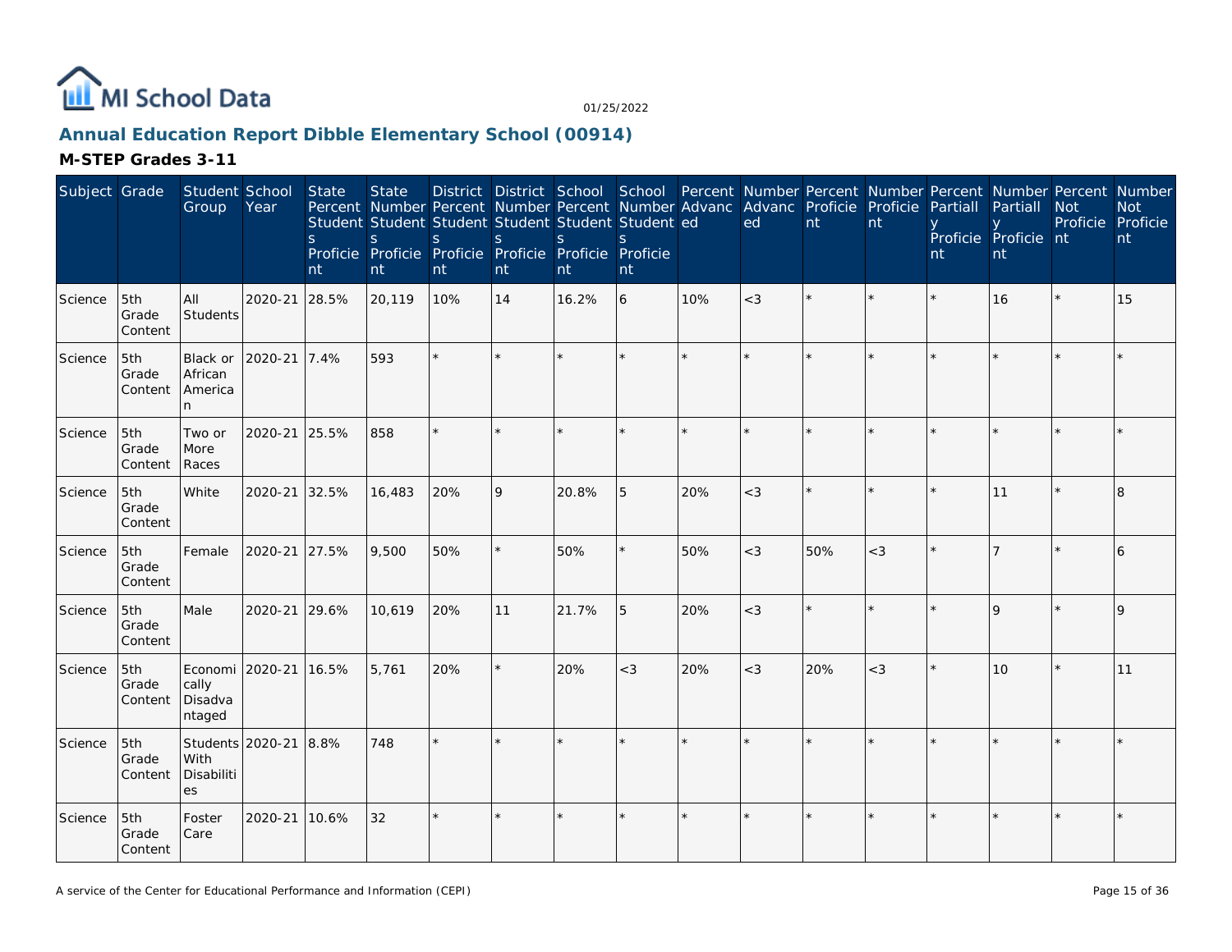## Annual Education Report Dibble Elementary School (00914)

### M-STEP Grades 3-11

| Subject | Grade | Student Group | School Year | State Percent Students Proficient | State Number Students Proficient | District Percent Students Proficient | District Number Students Proficient | School Percent Students Proficient | School Number Students Proficient | Percent Advanced | Number Advanced | Percent Proficient | Number Proficient | Percent Partially Proficient | Number Partially Proficient | Percent Not Proficient | Number Not Proficient |
|---|---|---|---|---|---|---|---|---|---|---|---|---|---|---|---|---|---|
| Science | 5th Grade Content | All Students | 2020-21 | 28.5% | 20,119 | 10% | 14 | 16.2% | 6 | 10% | <3 | * | * | * | 16 | * | 15 |
| Science | 5th Grade Content | Black or African American | 2020-21 | 7.4% | 593 | * | * | * | * | * | * | * | * | * | * | * | * |
| Science | 5th Grade Content | Two or More Races | 2020-21 | 25.5% | 858 | * | * | * | * | * | * | * | * | * | * | * | * |
| Science | 5th Grade Content | White | 2020-21 | 32.5% | 16,483 | 20% | 9 | 20.8% | 5 | 20% | <3 | * | * | * | 11 | * | 8 |
| Science | 5th Grade Content | Female | 2020-21 | 27.5% | 9,500 | 50% | * | 50% | * | 50% | <3 | 50% | <3 | * | 7 | * | 6 |
| Science | 5th Grade Content | Male | 2020-21 | 29.6% | 10,619 | 20% | 11 | 21.7% | 5 | 20% | <3 | * | * | * | 9 | * | 9 |
| Science | 5th Grade Content | Economically Disadvantaged | 2020-21 | 16.5% | 5,761 | 20% | * | 20% | <3 | 20% | <3 | 20% | <3 | * | 10 | * | 11 |
| Science | 5th Grade Content | Students With Disabilities | 2020-21 | 8.8% | 748 | * | * | * | * | * | * | * | * | * | * | * | * |
| Science | 5th Grade Content | Foster Care | 2020-21 | 10.6% | 32 | * | * | * | * | * | * | * | * | * | * | * | * |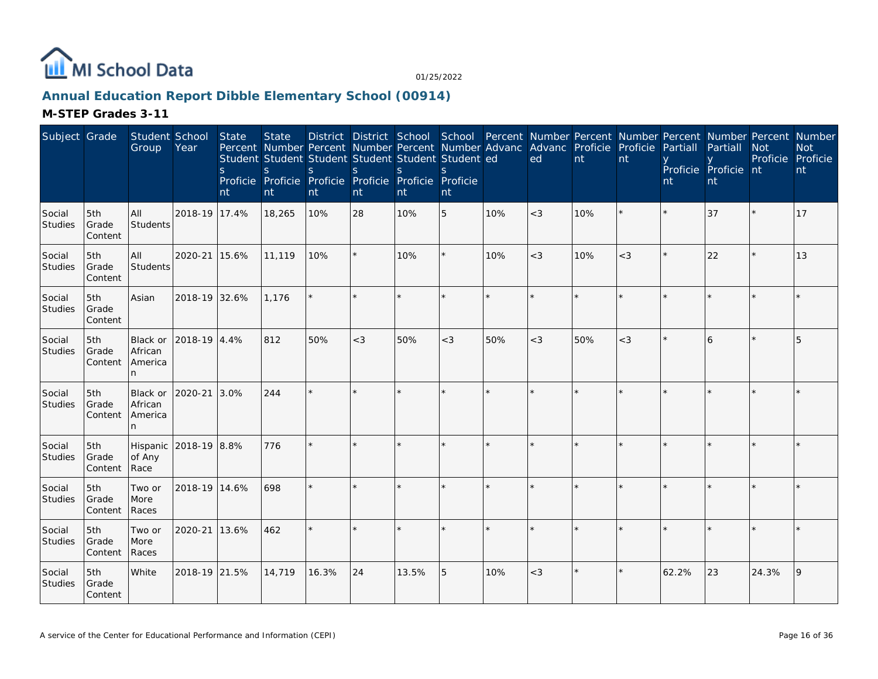# Annual Education Report Dibble Elementary School (00914)

## M-STEP Grades 3-11

| Subject | Grade | Student Group | School Year | State Percent Students Proficient | State Number Students Proficient | District Percent Students Proficient | District Number Students Proficient | School Percent Students Proficient | School Number Students Proficient | Percent Advanced | Number Advanced | Percent Proficient | Number Proficient | Percent Partially Proficient | Number Partially Proficient | Percent Not Proficient | Number Not Proficient |
|---|---|---|---|---|---|---|---|---|---|---|---|---|---|---|---|---|---|
| Social Studies | 5th Grade Content | All Students | 2018-19 | 17.4% | 18,265 | 10% | 28 | 10% | 5 | 10% | <3 | 10% | * | * | 37 | * | 17 |
| Social Studies | 5th Grade Content | All Students | 2020-21 | 15.6% | 11,119 | 10% | * | 10% | * | 10% | <3 | 10% | <3 | * | 22 | * | 13 |
| Social Studies | 5th Grade Content | Asian | 2018-19 | 32.6% | 1,176 | * | * | * | * | * | * | * | * | * | * | * | * |
| Social Studies | 5th Grade Content | Black or African American | 2018-19 | 4.4% | 812 | 50% | <3 | 50% | <3 | 50% | <3 | 50% | <3 | * | 6 | * | 5 |
| Social Studies | 5th Grade Content | Black or African American | 2020-21 | 3.0% | 244 | * | * | * | * | * | * | * | * | * | * | * | * |
| Social Studies | 5th Grade Content | Hispanic of Any Race | 2018-19 | 8.8% | 776 | * | * | * | * | * | * | * | * | * | * | * | * |
| Social Studies | 5th Grade Content | Two or More Races | 2018-19 | 14.6% | 698 | * | * | * | * | * | * | * | * | * | * | * | * |
| Social Studies | 5th Grade Content | Two or More Races | 2020-21 | 13.6% | 462 | * | * | * | * | * | * | * | * | * | * | * | * |
| Social Studies | 5th Grade Content | White | 2018-19 | 21.5% | 14,719 | 16.3% | 24 | 13.5% | 5 | 10% | <3 | * | * | 62.2% | 23 | 24.3% | 9 |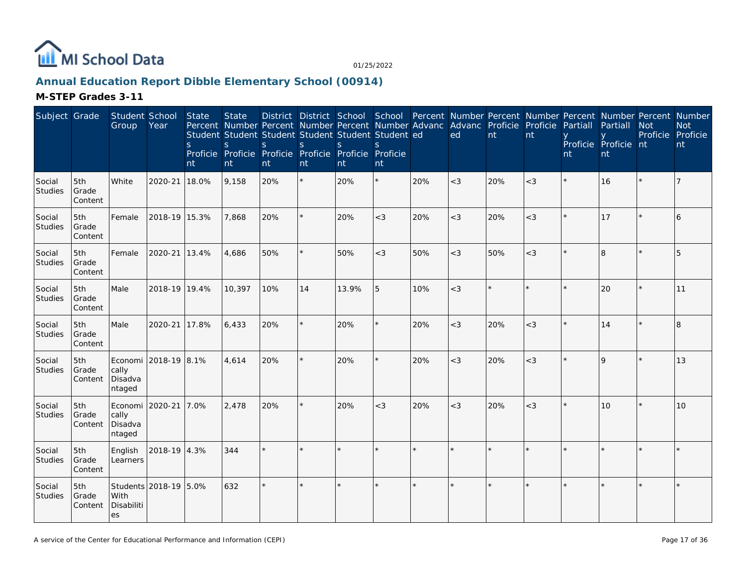# Annual Education Report Dibble Elementary School (00914)

## M-STEP Grades 3-11

| Subject | Grade | Student Group | School Year | State Percent Students Proficient | State Number Students Proficient | District Percent Students Proficient | District Number Students Proficient | School Percent Students Proficient | School Number Students Proficient | Percent Advanced | Number Advanced | Percent Proficient | Number Proficient | Percent Partially Proficient | Number Partially Proficient | Percent Not Proficient | Number Not Proficient |
|---|---|---|---|---|---|---|---|---|---|---|---|---|---|---|---|---|---|
| Social Studies | 5th Grade Content | White | 2020-21 | 18.0% | 9,158 | 20% | * | 20% | * | 20% | <3 | 20% | <3 | * | 16 | * | 7 |
| Social Studies | 5th Grade Content | Female | 2018-19 | 15.3% | 7,868 | 20% | * | 20% | <3 | 20% | <3 | 20% | <3 | * | 17 | * | 6 |
| Social Studies | 5th Grade Content | Female | 2020-21 | 13.4% | 4,686 | 50% | * | 50% | <3 | 50% | <3 | 50% | <3 | * | 8 | * | 5 |
| Social Studies | 5th Grade Content | Male | 2018-19 | 19.4% | 10,397 | 10% | 14 | 13.9% | 5 | 10% | <3 | * | * | * | 20 | * | 11 |
| Social Studies | 5th Grade Content | Male | 2020-21 | 17.8% | 6,433 | 20% | * | 20% | * | 20% | <3 | 20% | <3 | * | 14 | * | 8 |
| Social Studies | 5th Grade Content | Economically Disadvantaged | 2018-19 | 8.1% | 4,614 | 20% | * | 20% | * | 20% | <3 | 20% | <3 | * | 9 | * | 13 |
| Social Studies | 5th Grade Content | Economically Disadvantaged | 2020-21 | 7.0% | 2,478 | 20% | * | 20% | <3 | 20% | <3 | 20% | <3 | * | 10 | * | 10 |
| Social Studies | 5th Grade Content | English Learners | 2018-19 | 4.3% | 344 | * | * | * | * | * | * | * | * | * | * | * | * |
| Social Studies | 5th Grade Content | Students With Disabilities | 2018-19 | 5.0% | 632 | * | * | * | * | * | * | * | * | * | * | * | * |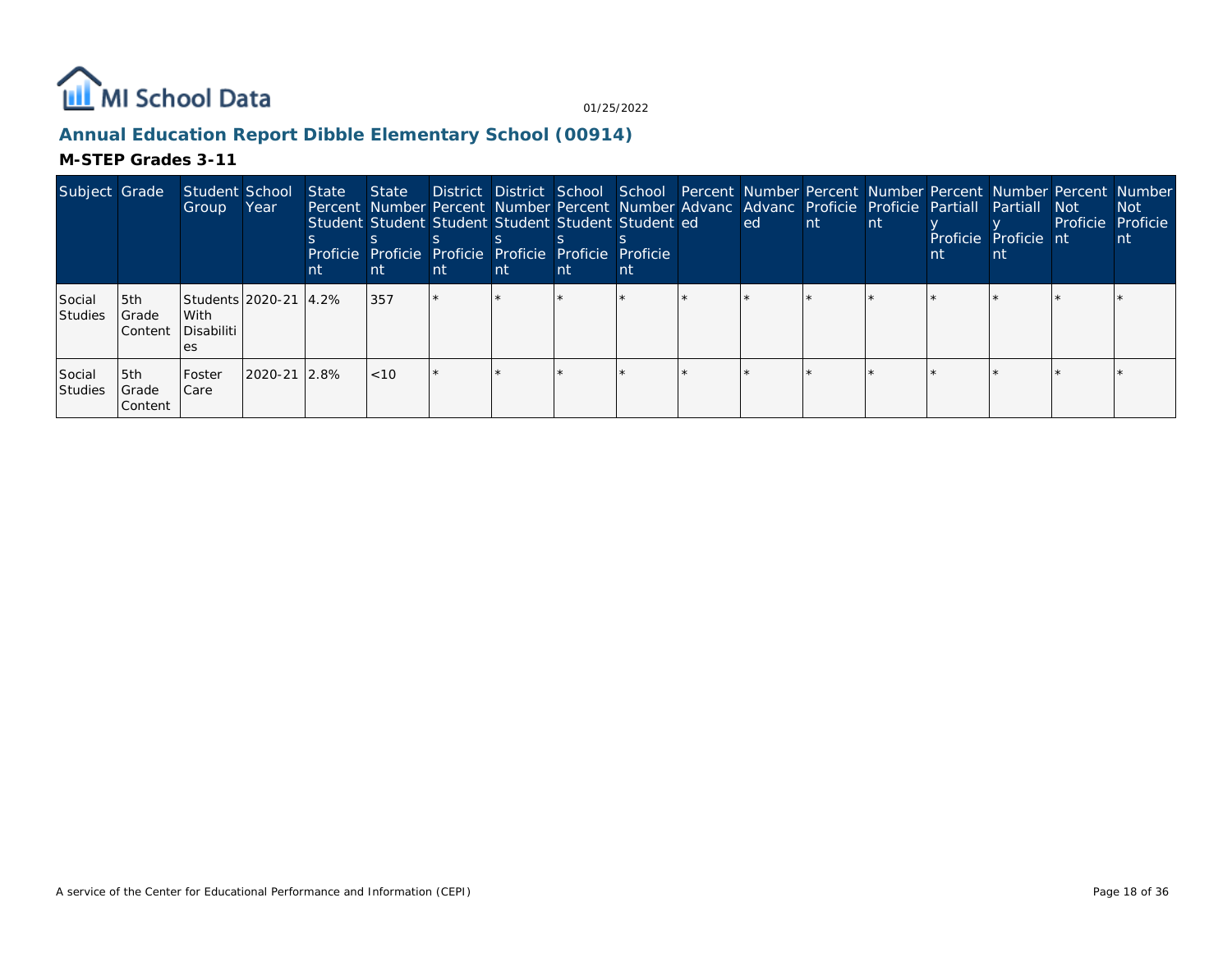## Annual Education Report Dibble Elementary School (00914)

### M-STEP Grades 3-11

| Subject | Grade | Student Group | School Year | State Percent Students Proficient | State Number Students Proficient | District Percent Students Proficient | District Number Students Proficient | School Percent Students Proficient | School Number Students Proficient | Percent Advanced | Number Advanced | Percent Proficient | Number Proficient | Percent Partially Proficient | Number Partially Proficient | Percent Not Proficient | Number Not Proficient |
|---|---|---|---|---|---|---|---|---|---|---|---|---|---|---|---|---|---|
| Social Studies | 5th Grade Content | Students With Disabilities | 2020-21 | 4.2% | 357 | * | * | * | * | * | * | * | * | * | * | * | * |
| Social Studies | 5th Grade Content | Foster Care | 2020-21 | 2.8% | <10 | * | * | * | * | * | * | * | * | * | * | * | * |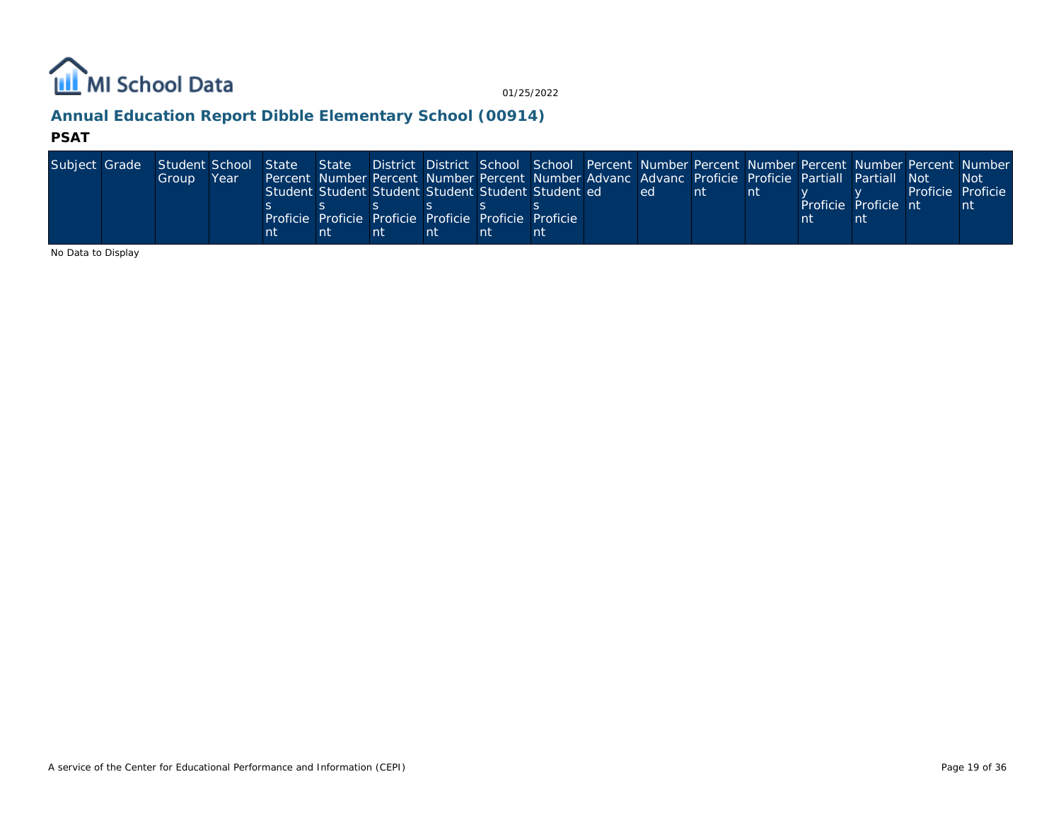## Annual Education Report Dibble Elementary School (00914)

### PSAT

| Subject | Grade | Student Group | School Year | State Percent Students Proficient | State Number Students Proficient | District Percent Students Proficient | District Number Students Proficient | School Percent Students Proficient | School Number Students Proficient | Percent Advanced | Number Advanced | Percent Proficient | Number Proficient | Percent Partially Proficient | Number Partially Proficient | Percent Not Proficient | Number Not Proficient |
|---|---|---|---|---|---|---|---|---|---|---|---|---|---|---|---|---|---|

No Data to Display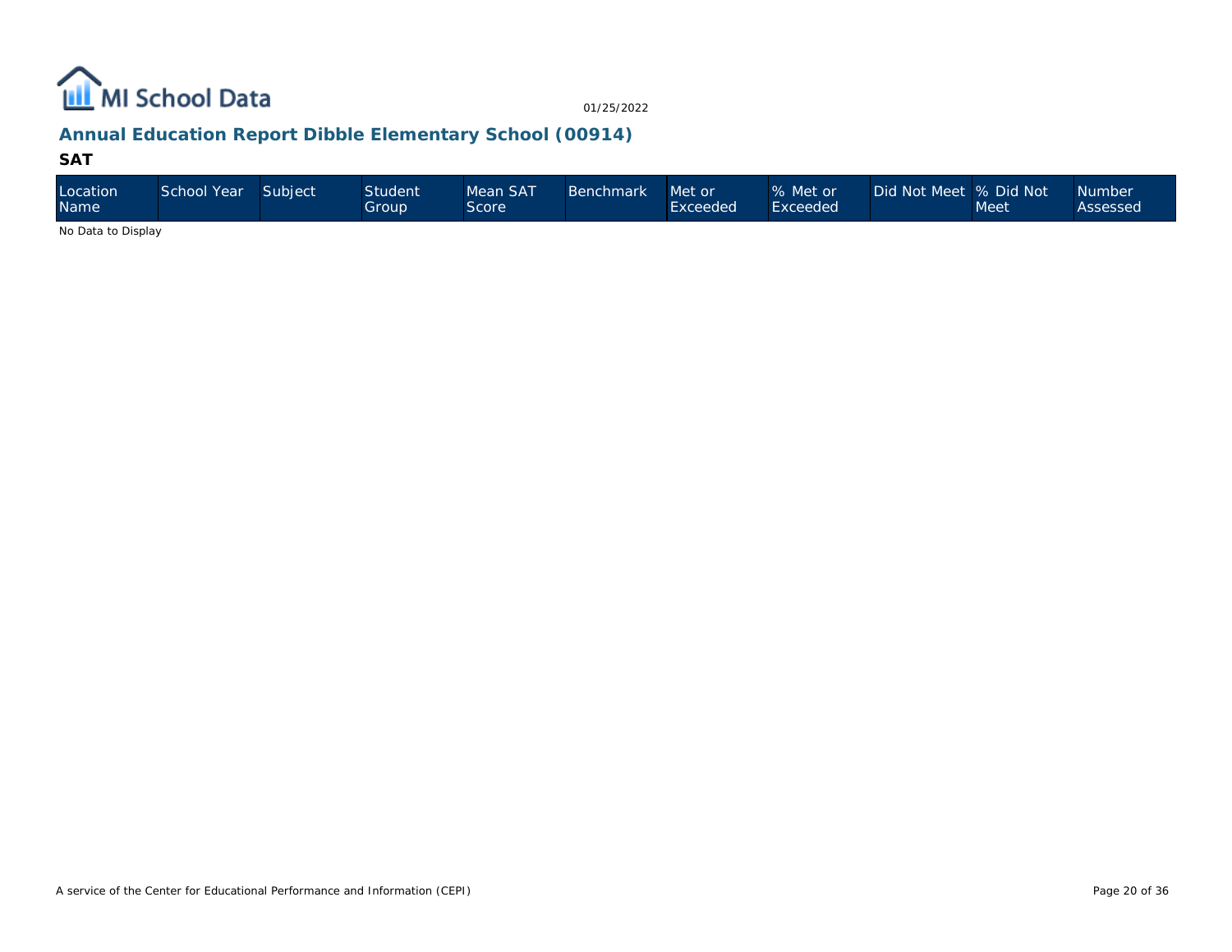## Annual Education Report Dibble Elementary School (00914)

### SAT

| Location Name | School Year | Subject | Student Group | Mean SAT Score | Benchmark | Met or Exceeded | % Met or Exceeded | Did Not Meet | % Did Not Meet | Number Assessed |
|---|---|---|---|---|---|---|---|---|---|---|

No Data to Display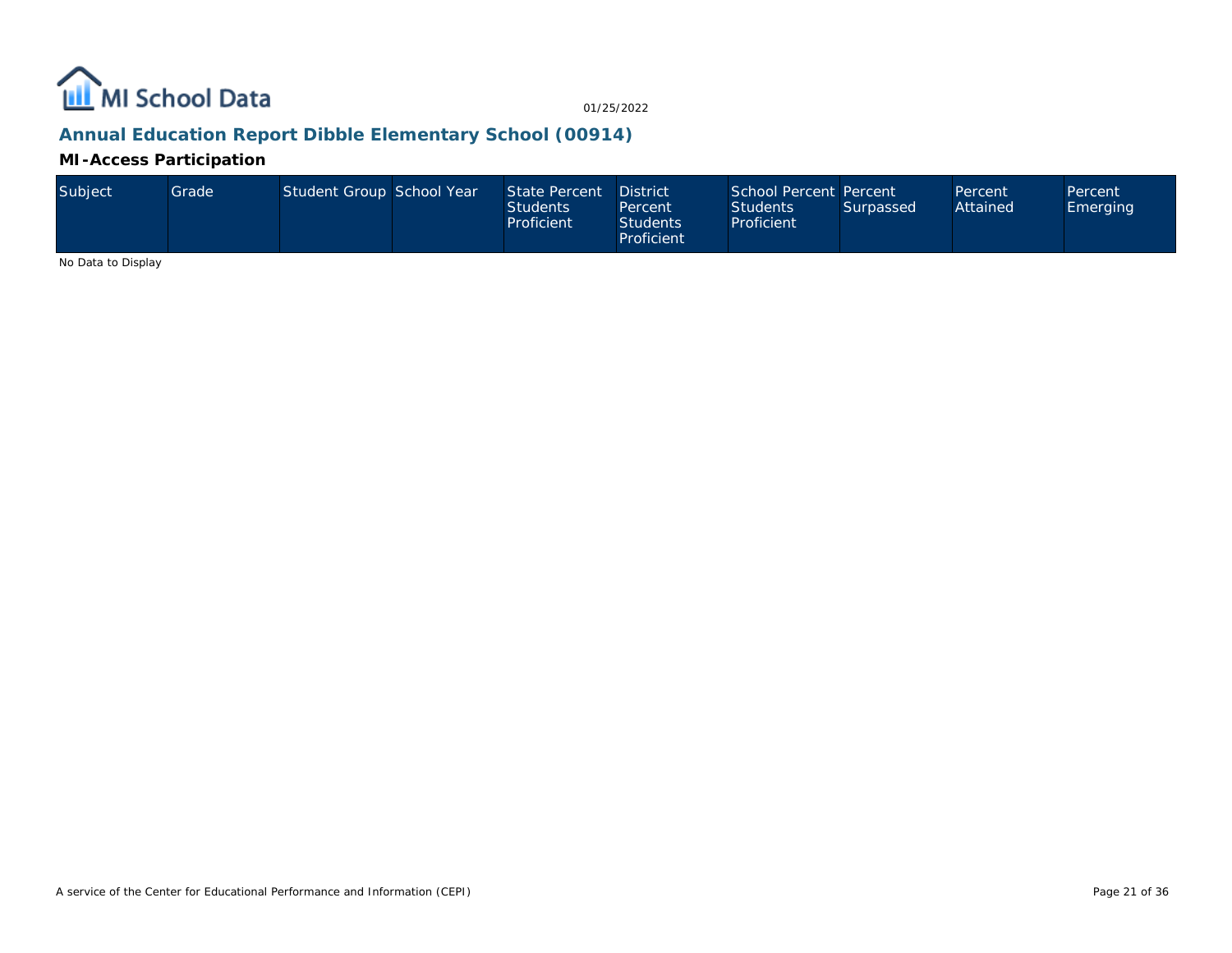## Annual Education Report Dibble Elementary School (00914)

### MI-Access Participation

| Subject | Grade | Student Group | School Year | State Percent Students Proficient | District Percent Students Proficient | School Percent Students Proficient | Percent Surpassed | Percent Attained | Percent Emerging |
|---|---|---|---|---|---|---|---|---|---|

No Data to Display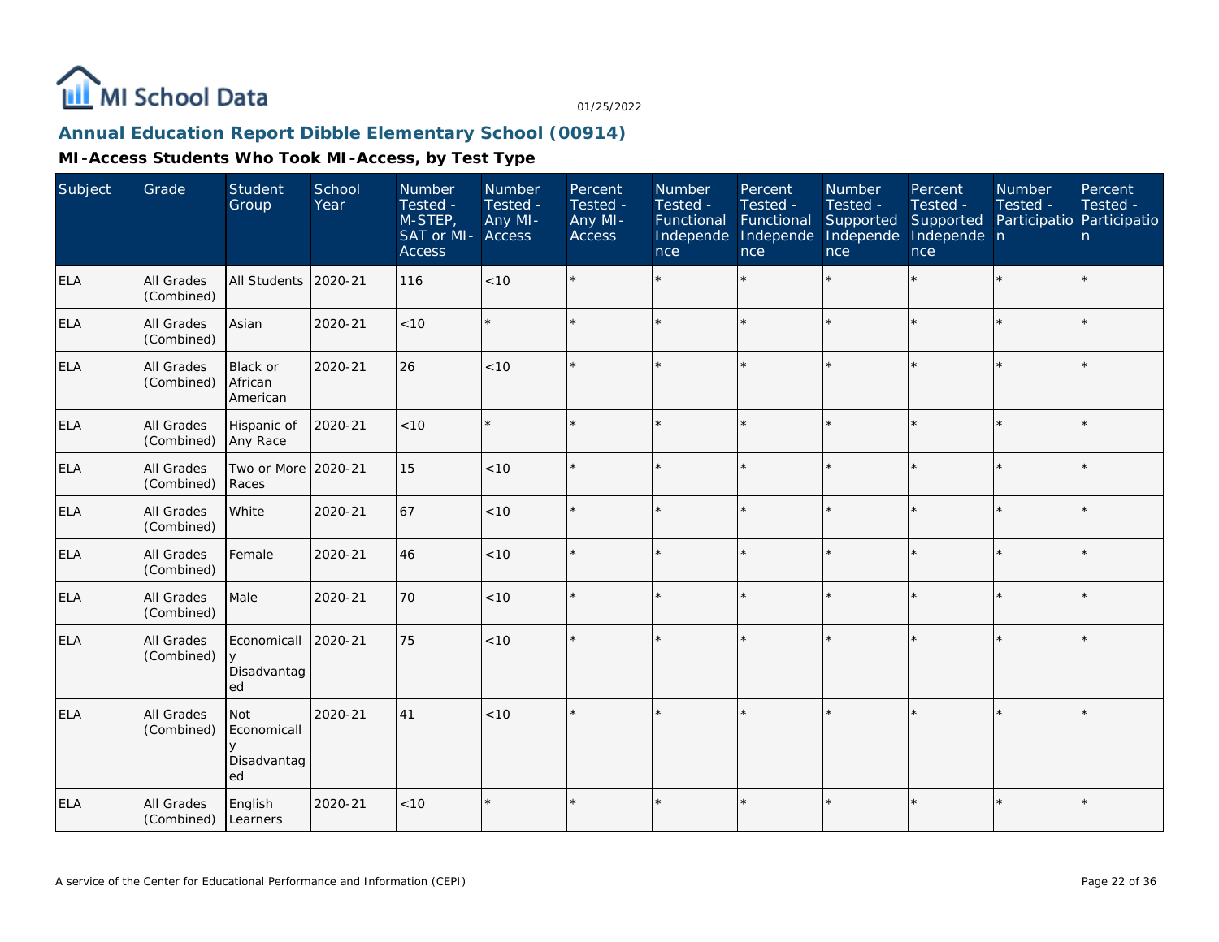MI School Data

01/25/2022

## Annual Education Report Dibble Elementary School (00914)

### MI-Access Students Who Took MI-Access, by Test Type

| Subject | Grade | Student Group | School Year | Number Tested - M-STEP, SAT or MI-Access | Number Tested - Any MI-Access | Percent Tested - Any MI-Access | Number Tested - Functional Independence | Percent Tested - Functional Independence | Number Tested - Supported Independence | Percent Tested - Supported Independence | Number Tested - Participation | Percent Tested - Participation |
|---|---|---|---|---|---|---|---|---|---|---|---|---|
| ELA | All Grades (Combined) | All Students | 2020-21 | 116 | <10 | * | * | * | * | * | * | * |
| ELA | All Grades (Combined) | Asian | 2020-21 | <10 | * | * | * | * | * | * | * | * |
| ELA | All Grades (Combined) | Black or African American | 2020-21 | 26 | <10 | * | * | * | * | * | * | * |
| ELA | All Grades (Combined) | Hispanic of Any Race | 2020-21 | <10 | * | * | * | * | * | * | * | * |
| ELA | All Grades (Combined) | Two or More Races | 2020-21 | 15 | <10 | * | * | * | * | * | * | * |
| ELA | All Grades (Combined) | White | 2020-21 | 67 | <10 | * | * | * | * | * | * | * |
| ELA | All Grades (Combined) | Female | 2020-21 | 46 | <10 | * | * | * | * | * | * | * |
| ELA | All Grades (Combined) | Male | 2020-21 | 70 | <10 | * | * | * | * | * | * | * |
| ELA | All Grades (Combined) | Economically Disadvantaged | 2020-21 | 75 | <10 | * | * | * | * | * | * | * |
| ELA | All Grades (Combined) | Not Economically Disadvantaged | 2020-21 | 41 | <10 | * | * | * | * | * | * | * |
| ELA | All Grades (Combined) | English Learners | 2020-21 | <10 | * | * | * | * | * | * | * | * |

A service of the Center for Educational Performance and Information (CEPI)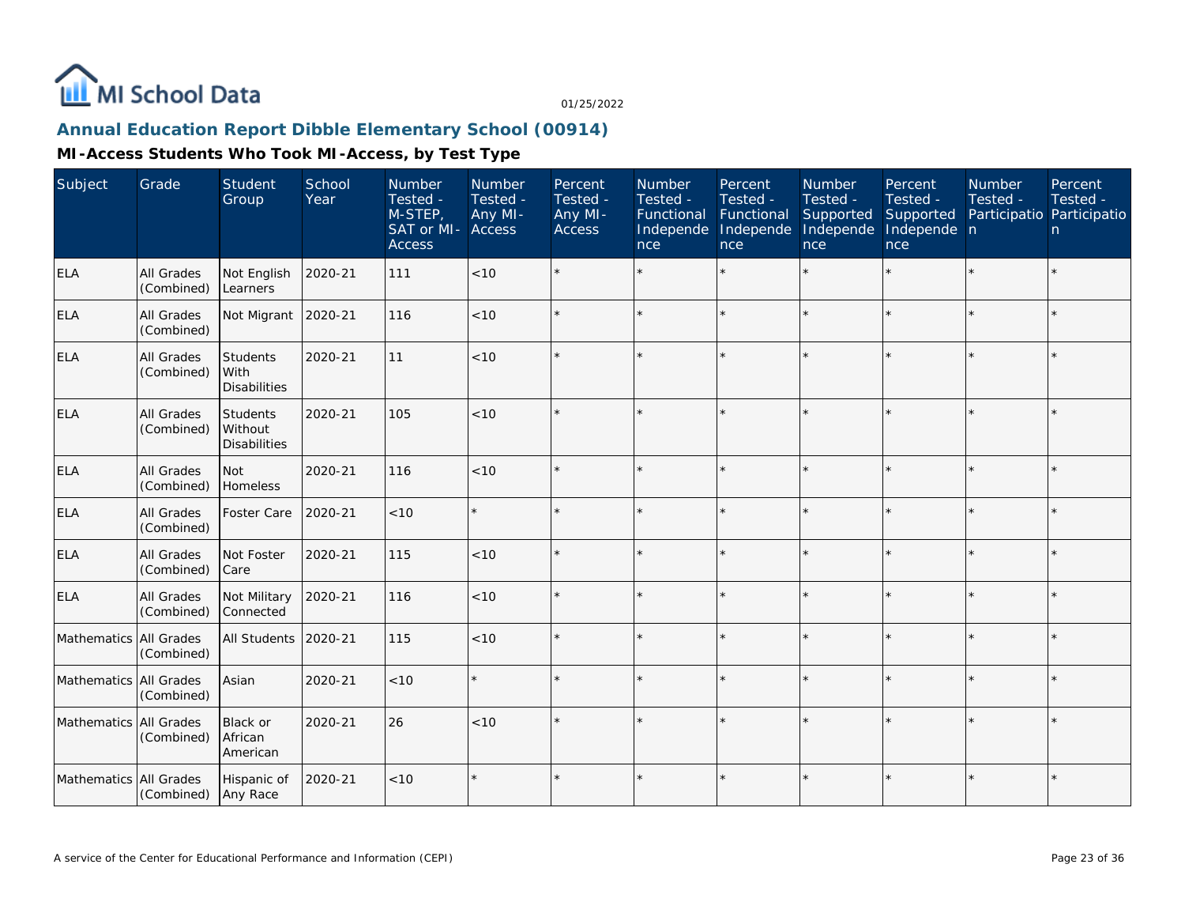# Annual Education Report Dibble Elementary School (00914)

## MI-Access Students Who Took MI-Access, by Test Type

| Subject | Grade | Student Group | School Year | Number Tested - M-STEP, SAT or MI-Access | Number Tested - Any MI-Access | Percent Tested - Any MI-Access | Number Tested - Functional Independence | Percent Tested - Functional Independence | Number Tested - Supported Independence | Percent Tested - Supported Independence | Number Tested - Participation | Percent Tested - Participation |
|---|---|---|---|---|---|---|---|---|---|---|---|---|
| ELA | All Grades (Combined) | Not English Learners | 2020-21 | 111 | <10 | * | * | * | * | * | * | * |
| ELA | All Grades (Combined) | Not Migrant | 2020-21 | 116 | <10 | * | * | * | * | * | * | * |
| ELA | All Grades (Combined) | Students With Disabilities | 2020-21 | 11 | <10 | * | * | * | * | * | * | * |
| ELA | All Grades (Combined) | Students Without Disabilities | 2020-21 | 105 | <10 | * | * | * | * | * | * | * |
| ELA | All Grades (Combined) | Not Homeless | 2020-21 | 116 | <10 | * | * | * | * | * | * | * |
| ELA | All Grades (Combined) | Foster Care | 2020-21 | <10 | * | * | * | * | * | * | * | * |
| ELA | All Grades (Combined) | Not Foster Care | 2020-21 | 115 | <10 | * | * | * | * | * | * | * |
| ELA | All Grades (Combined) | Not Military Connected | 2020-21 | 116 | <10 | * | * | * | * | * | * | * |
| Mathematics | All Grades (Combined) | All Students | 2020-21 | 115 | <10 | * | * | * | * | * | * | * |
| Mathematics | All Grades (Combined) | Asian | 2020-21 | <10 | * | * | * | * | * | * | * | * |
| Mathematics | All Grades (Combined) | Black or African American | 2020-21 | 26 | <10 | * | * | * | * | * | * | * |
| Mathematics | All Grades (Combined) | Hispanic of Any Race | 2020-21 | <10 | * | * | * | * | * | * | * | * |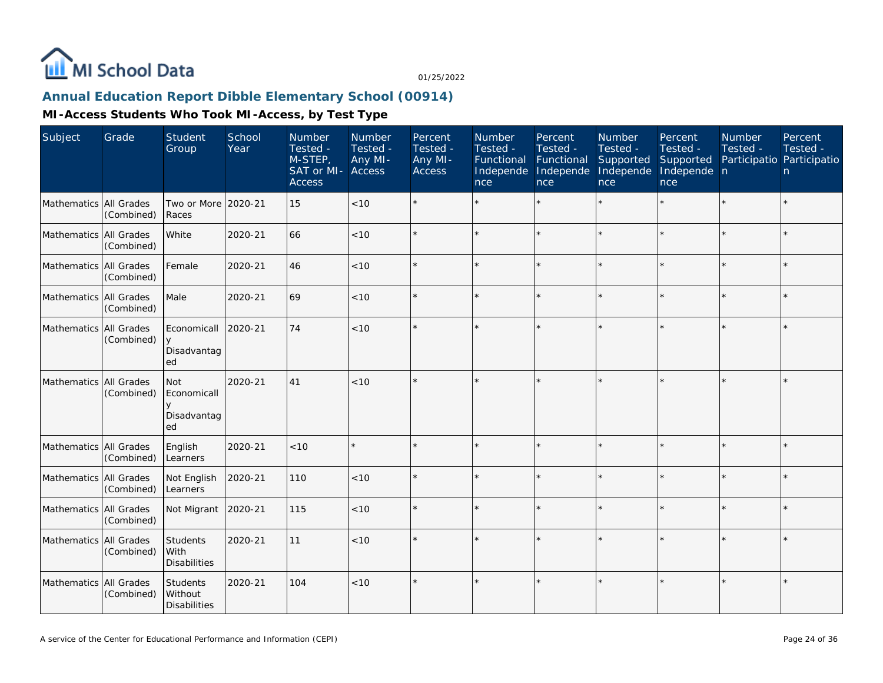MI School Data

01/25/2022

## Annual Education Report Dibble Elementary School (00914)

### MI-Access Students Who Took MI-Access, by Test Type

| Subject | Grade | Student Group | School Year | Number Tested - M-STEP, SAT or MI-Access | Number Tested - Any MI-Access | Percent Tested - Any MI-Access | Number Tested - Functional Independence | Percent Tested - Functional Independence | Number Tested - Supported Independence | Percent Tested - Supported Independence | Number Tested - Participation | Percent Tested - Participation |
|---|---|---|---|---|---|---|---|---|---|---|---|---|
| Mathematics | All Grades (Combined) | Two or More Races | 2020-21 | 15 | <10 | * | * | * | * | * | * | * |
| Mathematics | All Grades (Combined) | White | 2020-21 | 66 | <10 | * | * | * | * | * | * | * |
| Mathematics | All Grades (Combined) | Female | 2020-21 | 46 | <10 | * | * | * | * | * | * | * |
| Mathematics | All Grades (Combined) | Male | 2020-21 | 69 | <10 | * | * | * | * | * | * | * |
| Mathematics | All Grades (Combined) | Economically Disadvantaged | 2020-21 | 74 | <10 | * | * | * | * | * | * | * |
| Mathematics | All Grades (Combined) | Not Economically Disadvantaged | 2020-21 | 41 | <10 | * | * | * | * | * | * | * |
| Mathematics | All Grades (Combined) | English Learners | 2020-21 | <10 | * | * | * | * | * | * | * | * |
| Mathematics | All Grades (Combined) | Not English Learners | 2020-21 | 110 | <10 | * | * | * | * | * | * | * |
| Mathematics | All Grades (Combined) | Not Migrant | 2020-21 | 115 | <10 | * | * | * | * | * | * | * |
| Mathematics | All Grades (Combined) | Students With Disabilities | 2020-21 | 11 | <10 | * | * | * | * | * | * | * |
| Mathematics | All Grades (Combined) | Students Without Disabilities | 2020-21 | 104 | <10 | * | * | * | * | * | * | * |

A service of the Center for Educational Performance and Information (CEPI)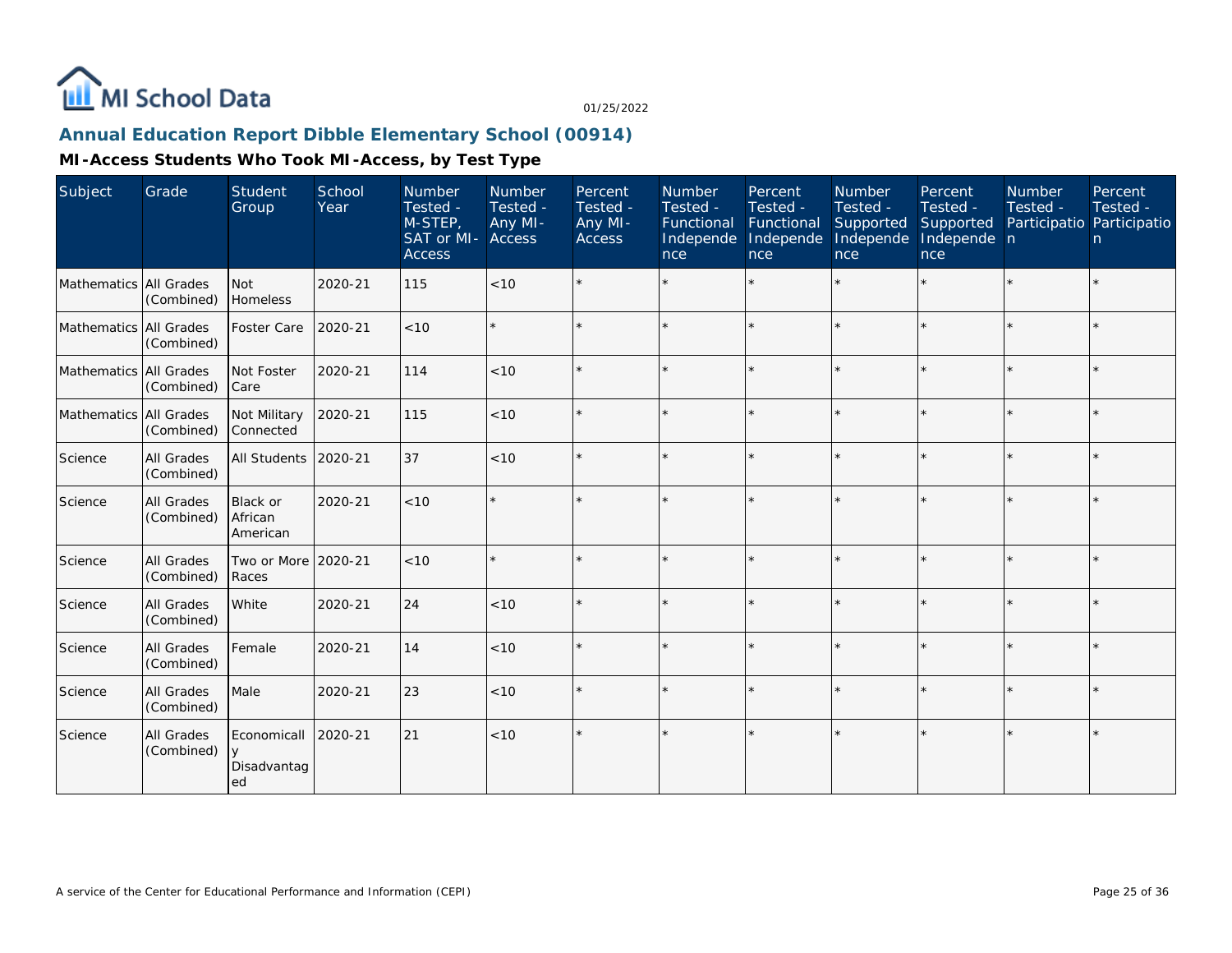MI School Data

01/25/2022

## Annual Education Report Dibble Elementary School (00914)

### MI-Access Students Who Took MI-Access, by Test Type

| Subject | Grade | Student Group | School Year | Number Tested - M-STEP, SAT or MI-Access | Number Tested - Any MI-Access | Percent Tested - Any MI-Access | Number Tested - Functional Independence | Percent Tested - Functional Independence | Number Tested - Supported Independence | Percent Tested - Supported Independence | Number Tested - Participation | Percent Tested - Participation |
|---|---|---|---|---|---|---|---|---|---|---|---|---|
| Mathematics | All Grades (Combined) | Not Homeless | 2020-21 | 115 | <10 | * | * | * | * | * | * | * |
| Mathematics | All Grades (Combined) | Foster Care | 2020-21 | <10 | * | * | * | * | * | * | * | * |
| Mathematics | All Grades (Combined) | Not Foster Care | 2020-21 | 114 | <10 | * | * | * | * | * | * | * |
| Mathematics | All Grades (Combined) | Not Military Connected | 2020-21 | 115 | <10 | * | * | * | * | * | * | * |
| Science | All Grades (Combined) | All Students | 2020-21 | 37 | <10 | * | * | * | * | * | * | * |
| Science | All Grades (Combined) | Black or African American | 2020-21 | <10 | * | * | * | * | * | * | * | * |
| Science | All Grades (Combined) | Two or More Races | 2020-21 | <10 | * | * | * | * | * | * | * | * |
| Science | All Grades (Combined) | White | 2020-21 | 24 | <10 | * | * | * | * | * | * | * |
| Science | All Grades (Combined) | Female | 2020-21 | 14 | <10 | * | * | * | * | * | * | * |
| Science | All Grades (Combined) | Male | 2020-21 | 23 | <10 | * | * | * | * | * | * | * |
| Science | All Grades (Combined) | Economically Disadvantaged | 2020-21 | 21 | <10 | * | * | * | * | * | * | * |

A service of the Center for Educational Performance and Information (CEPI)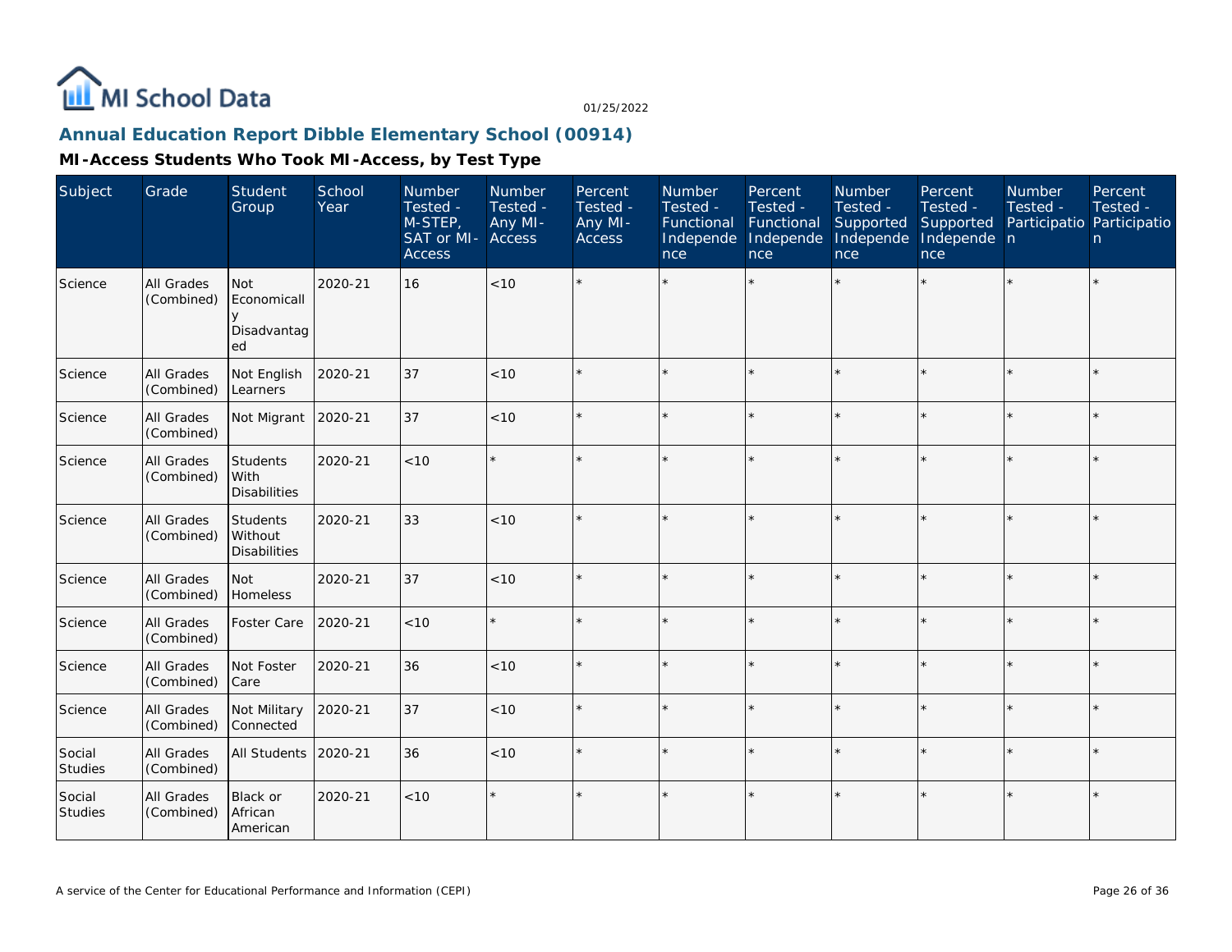# MI School Data

01/25/2022

## Annual Education Report Dibble Elementary School (00914)

### MI-Access Students Who Took MI-Access, by Test Type

| Subject | Grade | Student Group | School Year | Number Tested - M-STEP, SAT or MI-Access | Number Tested - Any MI-Access | Percent Tested - Any MI-Access | Number Tested - Functional Independence | Percent Tested - Functional Independence | Number Tested - Supported Independence | Percent Tested - Supported Independence | Number Tested - Participation | Percent Tested - Participation |
|---|---|---|---|---|---|---|---|---|---|---|---|---|
| Science | All Grades (Combined) | Not Economically Disadvantaged | 2020-21 | 16 | <10 | * | * | * | * | * | * | * |
| Science | All Grades (Combined) | Not English Learners | 2020-21 | 37 | <10 | * | * | * | * | * | * | * |
| Science | All Grades (Combined) | Not Migrant | 2020-21 | 37 | <10 | * | * | * | * | * | * | * |
| Science | All Grades (Combined) | Students With Disabilities | 2020-21 | <10 | * | * | * | * | * | * | * | * |
| Science | All Grades (Combined) | Students Without Disabilities | 2020-21 | 33 | <10 | * | * | * | * | * | * | * |
| Science | All Grades (Combined) | Not Homeless | 2020-21 | 37 | <10 | * | * | * | * | * | * | * |
| Science | All Grades (Combined) | Foster Care | 2020-21 | <10 | * | * | * | * | * | * | * | * |
| Science | All Grades (Combined) | Not Foster Care | 2020-21 | 36 | <10 | * | * | * | * | * | * | * |
| Science | All Grades (Combined) | Not Military Connected | 2020-21 | 37 | <10 | * | * | * | * | * | * | * |
| Social Studies | All Grades (Combined) | All Students | 2020-21 | 36 | <10 | * | * | * | * | * | * | * |
| Social Studies | All Grades (Combined) | Black or African American | 2020-21 | <10 | * | * | * | * | * | * | * | * |

A service of the Center for Educational Performance and Information (CEPI)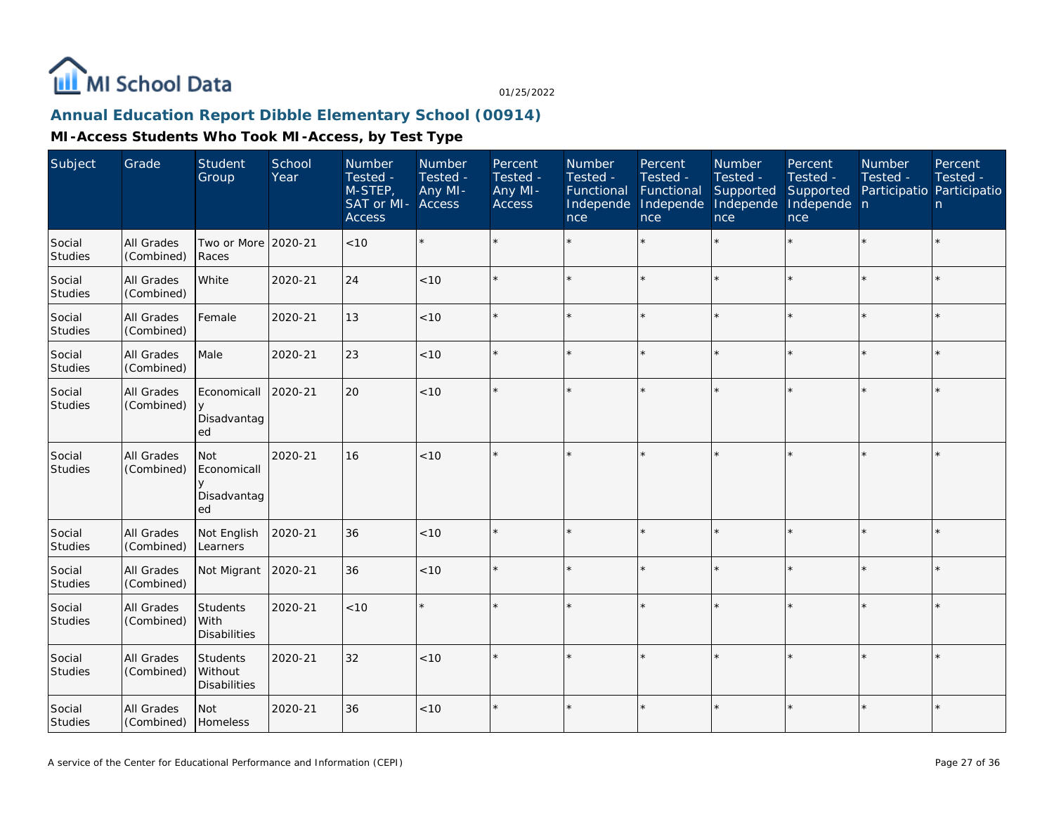## Annual Education Report Dibble Elementary School (00914)

### MI-Access Students Who Took MI-Access, by Test Type

| Subject | Grade | Student Group | School Year | Number Tested - M-STEP, SAT or MI-Access | Number Tested - Any MI-Access | Percent Tested - Any MI-Access | Number Tested - Functional Independence | Percent Tested - Functional Independence | Number Tested - Supported Independence | Percent Tested - Supported Independence | Number Tested - Participation | Percent Tested - Participation |
|---|---|---|---|---|---|---|---|---|---|---|---|---|
| Social Studies | All Grades (Combined) | Two or More Races | 2020-21 | <10 | * | * | * | * | * | * | * | * |
| Social Studies | All Grades (Combined) | White | 2020-21 | 24 | <10 | * | * | * | * | * | * | * |
| Social Studies | All Grades (Combined) | Female | 2020-21 | 13 | <10 | * | * | * | * | * | * | * |
| Social Studies | All Grades (Combined) | Male | 2020-21 | 23 | <10 | * | * | * | * | * | * | * |
| Social Studies | All Grades (Combined) | Economically Disadvantaged | 2020-21 | 20 | <10 | * | * | * | * | * | * | * |
| Social Studies | All Grades (Combined) | Not Economically Disadvantaged | 2020-21 | 16 | <10 | * | * | * | * | * | * | * |
| Social Studies | All Grades (Combined) | Not English Learners | 2020-21 | 36 | <10 | * | * | * | * | * | * | * |
| Social Studies | All Grades (Combined) | Not Migrant | 2020-21 | 36 | <10 | * | * | * | * | * | * | * |
| Social Studies | All Grades (Combined) | Students With Disabilities | 2020-21 | <10 | * | * | * | * | * | * | * | * |
| Social Studies | All Grades (Combined) | Students Without Disabilities | 2020-21 | 32 | <10 | * | * | * | * | * | * | * |
| Social Studies | All Grades (Combined) | Not Homeless | 2020-21 | 36 | <10 | * | * | * | * | * | * | * |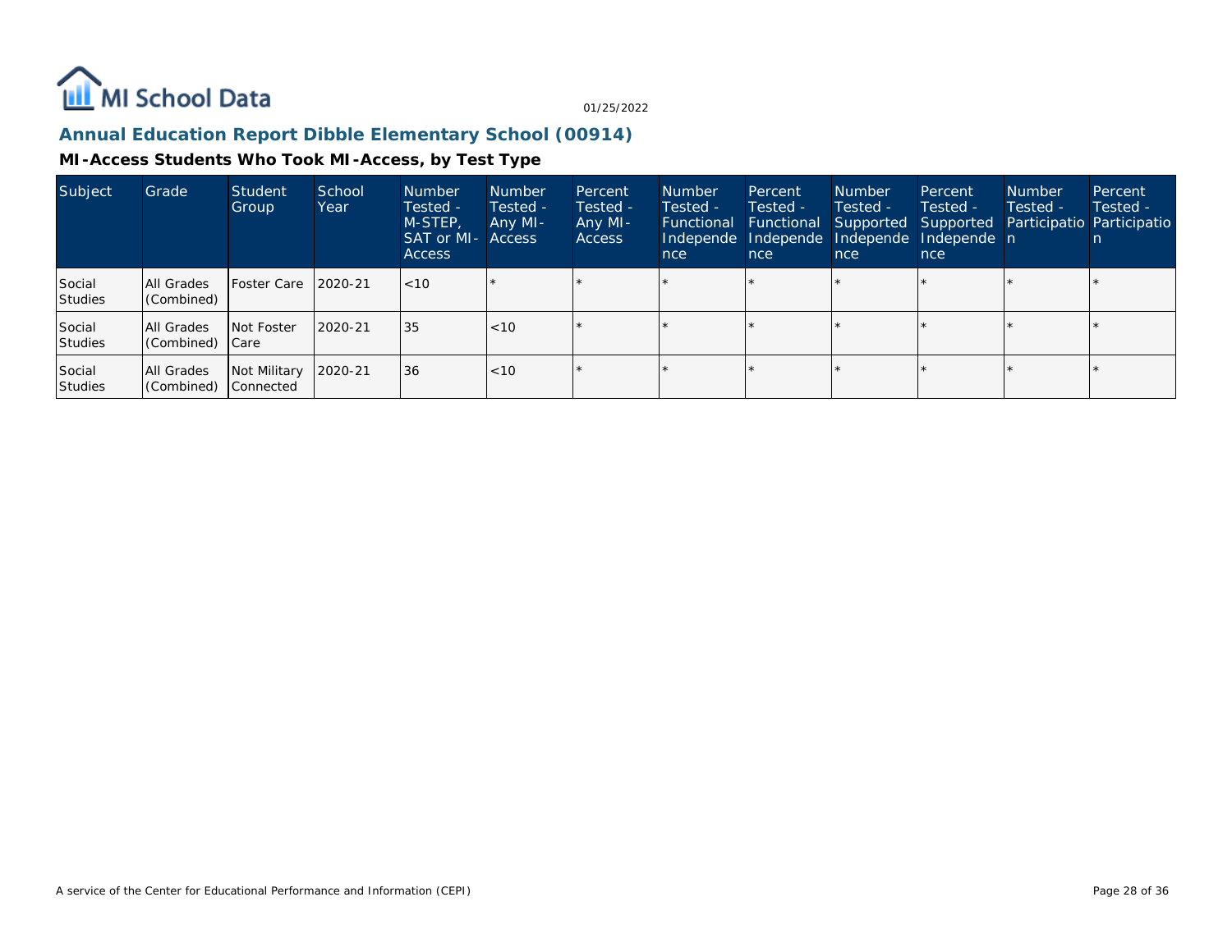## Annual Education Report Dibble Elementary School (00914)

### MI-Access Students Who Took MI-Access, by Test Type

| Subject | Grade | Student Group | School Year | Number Tested - M-STEP, SAT or MI-Access | Number Tested - Any MI-Access | Percent Tested - Any MI-Access | Number Tested - Functional Independence | Percent Tested - Functional Independence | Number Tested - Supported Independence | Percent Tested - Supported Independence | Number Tested - Participation | Percent Tested - Participation |
|---|---|---|---|---|---|---|---|---|---|---|---|---|
| Social Studies | All Grades (Combined) | Foster Care | 2020-21 | <10 | * | * | * | * | * | * | * | * |
| Social Studies | All Grades (Combined) | Not Foster Care | 2020-21 | 35 | <10 | * | * | * | * | * | * | * |
| Social Studies | All Grades (Combined) | Not Military Connected | 2020-21 | 36 | <10 | * | * | * | * | * | * | * |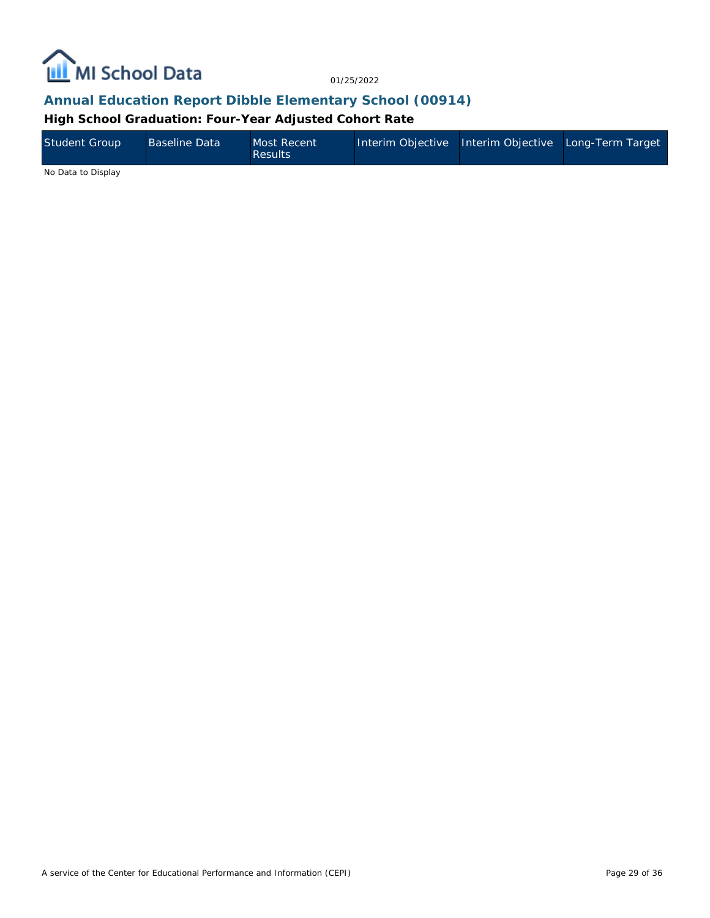## Annual Education Report Dibble Elementary School (00914)

### High School Graduation: Four-Year Adjusted Cohort Rate

| Student Group | Baseline Data | Most Recent Results | Interim Objective | Interim Objective | Long-Term Target |
|---|---|---|---|---|---|

No Data to Display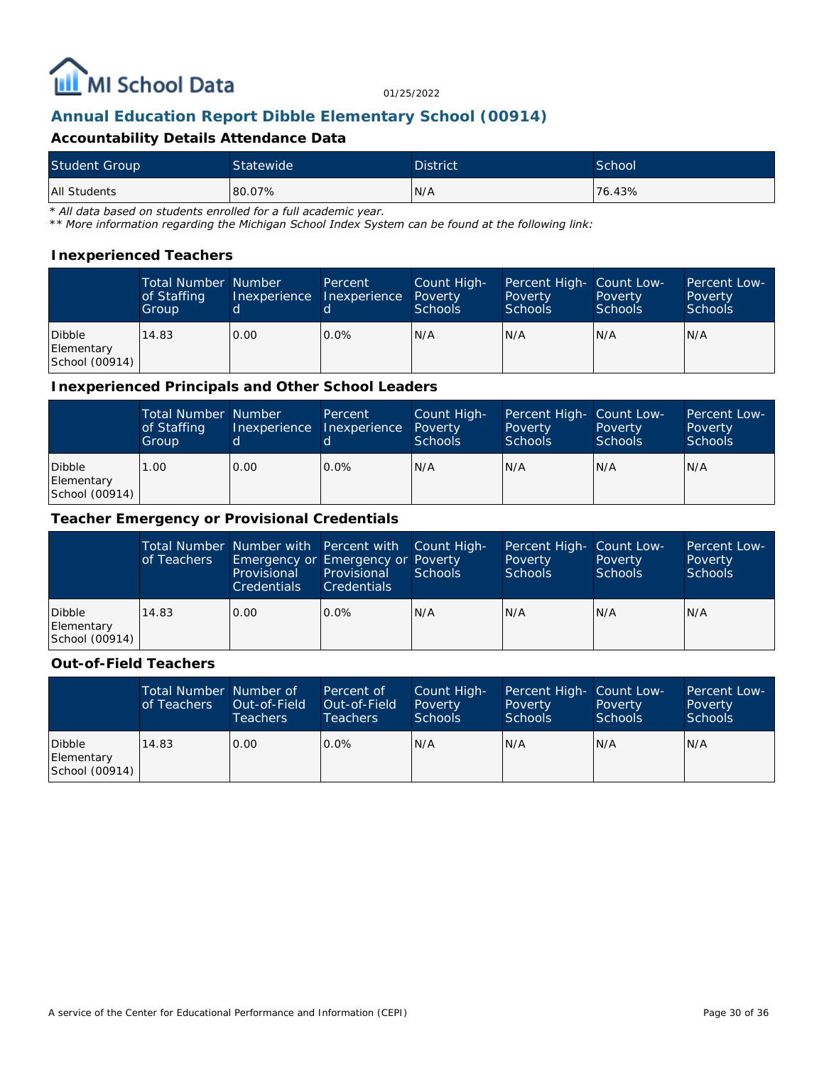# Annual Education Report Dibble Elementary School (00914)

### Accountability Details Attendance Data

| Student Group | Statewide | District | School |
| --- | --- | --- | --- |
| All Students | 80.07% | N/A | 76.43% |

*\* All data based on students enrolled for a full academic year.*

*\*\* More information regarding the Michigan School Index System can be found at the following link:*

### Inexperienced Teachers

| | Total Number of Staffing Group | Number Inexperienced | Percent Inexperienced | Count High-Poverty Schools | Percent High-Poverty Schools | Count Low-Poverty Schools | Percent Low-Poverty Schools |
| --- | --- | --- | --- | --- | --- | --- | --- |
| Dibble Elementary School (00914) | 14.83 | 0.00 | 0.0% | N/A | N/A | N/A | N/A |

### Inexperienced Principals and Other School Leaders

| | Total Number of Staffing Group | Number Inexperienced | Percent Inexperienced | Count High-Poverty Schools | Percent High-Poverty Schools | Count Low-Poverty Schools | Percent Low-Poverty Schools |
| --- | --- | --- | --- | --- | --- | --- | --- |
| Dibble Elementary School (00914) | 1.00 | 0.00 | 0.0% | N/A | N/A | N/A | N/A |

### Teacher Emergency or Provisional Credentials

| | Total Number of Teachers | Number with Emergency or Provisional Credentials | Percent with Emergency or Provisional Credentials | Count High-Poverty Schools | Percent High-Poverty Schools | Count Low-Poverty Schools | Percent Low-Poverty Schools |
| --- | --- | --- | --- | --- | --- | --- | --- |
| Dibble Elementary School (00914) | 14.83 | 0.00 | 0.0% | N/A | N/A | N/A | N/A |

### Out-of-Field Teachers

| | Total Number of Teachers | Number of Out-of-Field Teachers | Percent of Out-of-Field Teachers | Count High-Poverty Schools | Percent High-Poverty Schools | Count Low-Poverty Schools | Percent Low-Poverty Schools |
| --- | --- | --- | --- | --- | --- | --- | --- |
| Dibble Elementary School (00914) | 14.83 | 0.00 | 0.0% | N/A | N/A | N/A | N/A |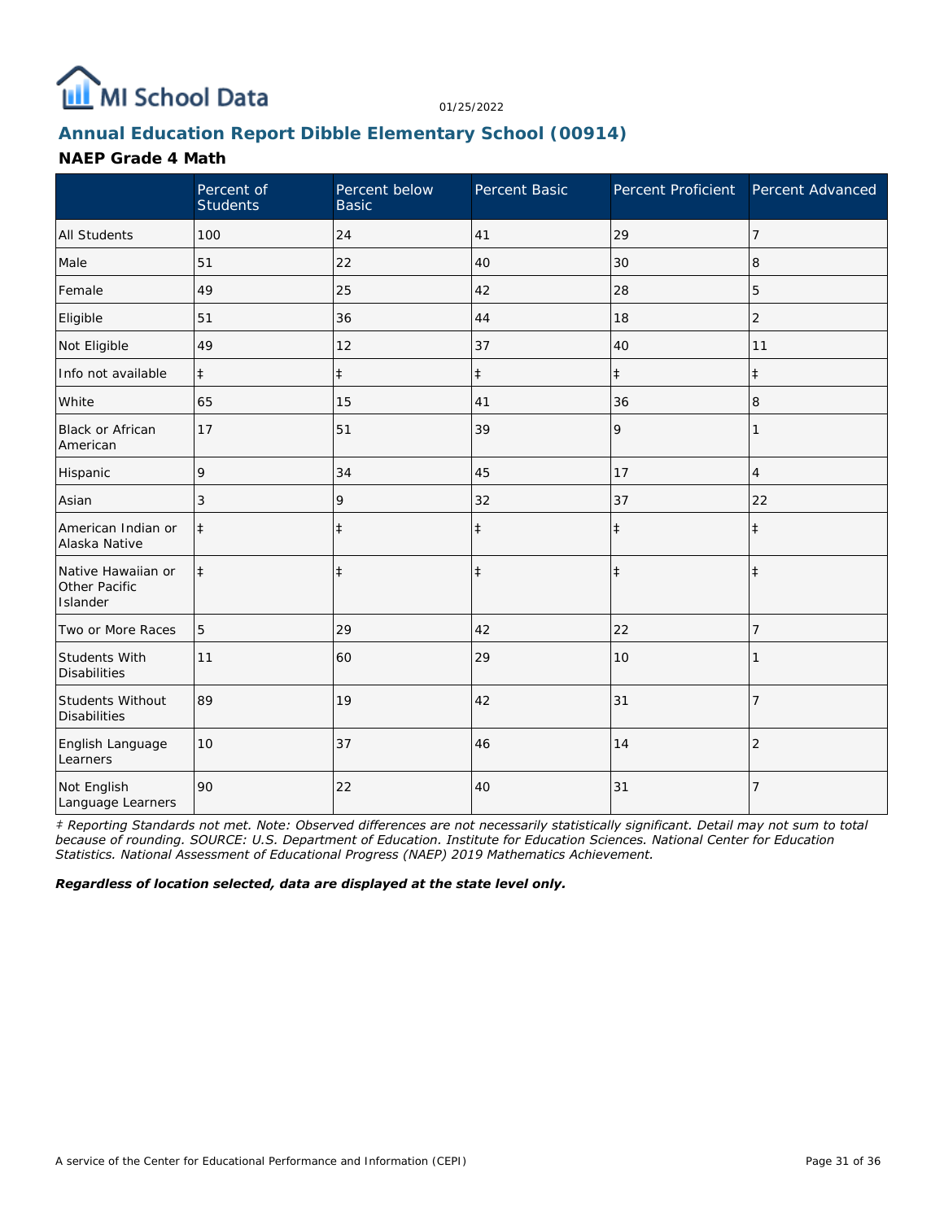# Annual Education Report Dibble Elementary School (00914)

01/25/2022

## NAEP Grade 4 Math

| | Percent of Students | Percent below Basic | Percent Basic | Percent Proficient | Percent Advanced |
|---|---|---|---|---|---|
| All Students | 100 | 24 | 41 | 29 | 7 |
| Male | 51 | 22 | 40 | 30 | 8 |
| Female | 49 | 25 | 42 | 28 | 5 |
| Eligible | 51 | 36 | 44 | 18 | 2 |
| Not Eligible | 49 | 12 | 37 | 40 | 11 |
| Info not available | ‡ | ‡ | ‡ | ‡ | ‡ |
| White | 65 | 15 | 41 | 36 | 8 |
| Black or African American | 17 | 51 | 39 | 9 | 1 |
| Hispanic | 9 | 34 | 45 | 17 | 4 |
| Asian | 3 | 9 | 32 | 37 | 22 |
| American Indian or Alaska Native | ‡ | ‡ | ‡ | ‡ | ‡ |
| Native Hawaiian or Other Pacific Islander | ‡ | ‡ | ‡ | ‡ | ‡ |
| Two or More Races | 5 | 29 | 42 | 22 | 7 |
| Students With Disabilities | 11 | 60 | 29 | 10 | 1 |
| Students Without Disabilities | 89 | 19 | 42 | 31 | 7 |
| English Language Learners | 10 | 37 | 46 | 14 | 2 |
| Not English Language Learners | 90 | 22 | 40 | 31 | 7 |

*‡ Reporting Standards not met. Note: Observed differences are not necessarily statistically significant. Detail may not sum to total because of rounding. SOURCE: U.S. Department of Education. Institute for Education Sciences. National Center for Education Statistics. National Assessment of Educational Progress (NAEP) 2019 Mathematics Achievement.*

***Regardless of location selected, data are displayed at the state level only.***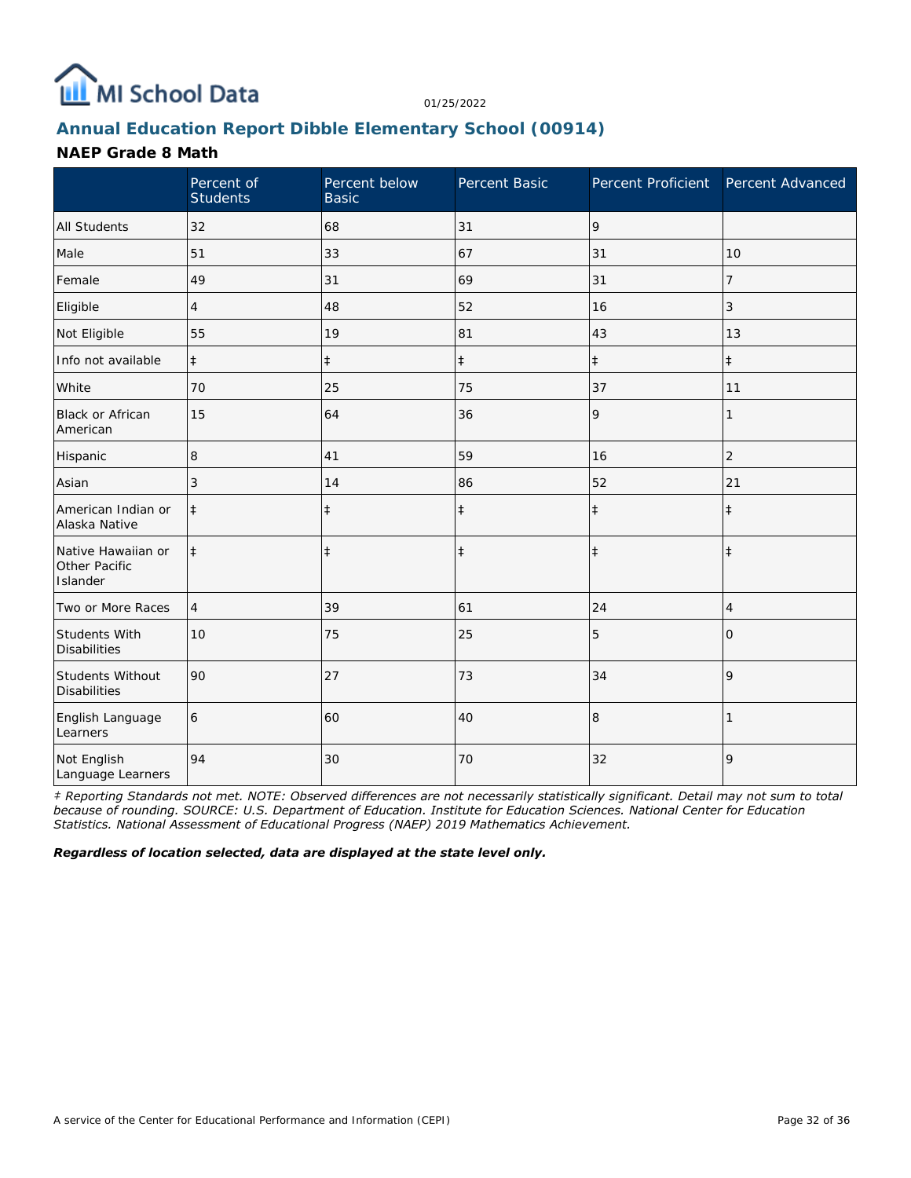## Annual Education Report Dibble Elementary School (00914)

### NAEP Grade 8 Math

| | Percent of Students | Percent below Basic | Percent Basic | Percent Proficient | Percent Advanced |
|---|---|---|---|---|---|
| All Students | 32 | 68 | 31 | 9 | |
| Male | 51 | 33 | 67 | 31 | 10 |
| Female | 49 | 31 | 69 | 31 | 7 |
| Eligible | 4 | 48 | 52 | 16 | 3 |
| Not Eligible | 55 | 19 | 81 | 43 | 13 |
| Info not available | ‡ | ‡ | ‡ | ‡ | ‡ |
| White | 70 | 25 | 75 | 37 | 11 |
| Black or African American | 15 | 64 | 36 | 9 | 1 |
| Hispanic | 8 | 41 | 59 | 16 | 2 |
| Asian | 3 | 14 | 86 | 52 | 21 |
| American Indian or Alaska Native | ‡ | ‡ | ‡ | ‡ | ‡ |
| Native Hawaiian or Other Pacific Islander | ‡ | ‡ | ‡ | ‡ | ‡ |
| Two or More Races | 4 | 39 | 61 | 24 | 4 |
| Students With Disabilities | 10 | 75 | 25 | 5 | 0 |
| Students Without Disabilities | 90 | 27 | 73 | 34 | 9 |
| English Language Learners | 6 | 60 | 40 | 8 | 1 |
| Not English Language Learners | 94 | 30 | 70 | 32 | 9 |

*‡ Reporting Standards not met. NOTE: Observed differences are not necessarily statistically significant. Detail may not sum to total because of rounding. SOURCE: U.S. Department of Education. Institute for Education Sciences. National Center for Education Statistics. National Assessment of Educational Progress (NAEP) 2019 Mathematics Achievement.*

***Regardless of location selected, data are displayed at the state level only.***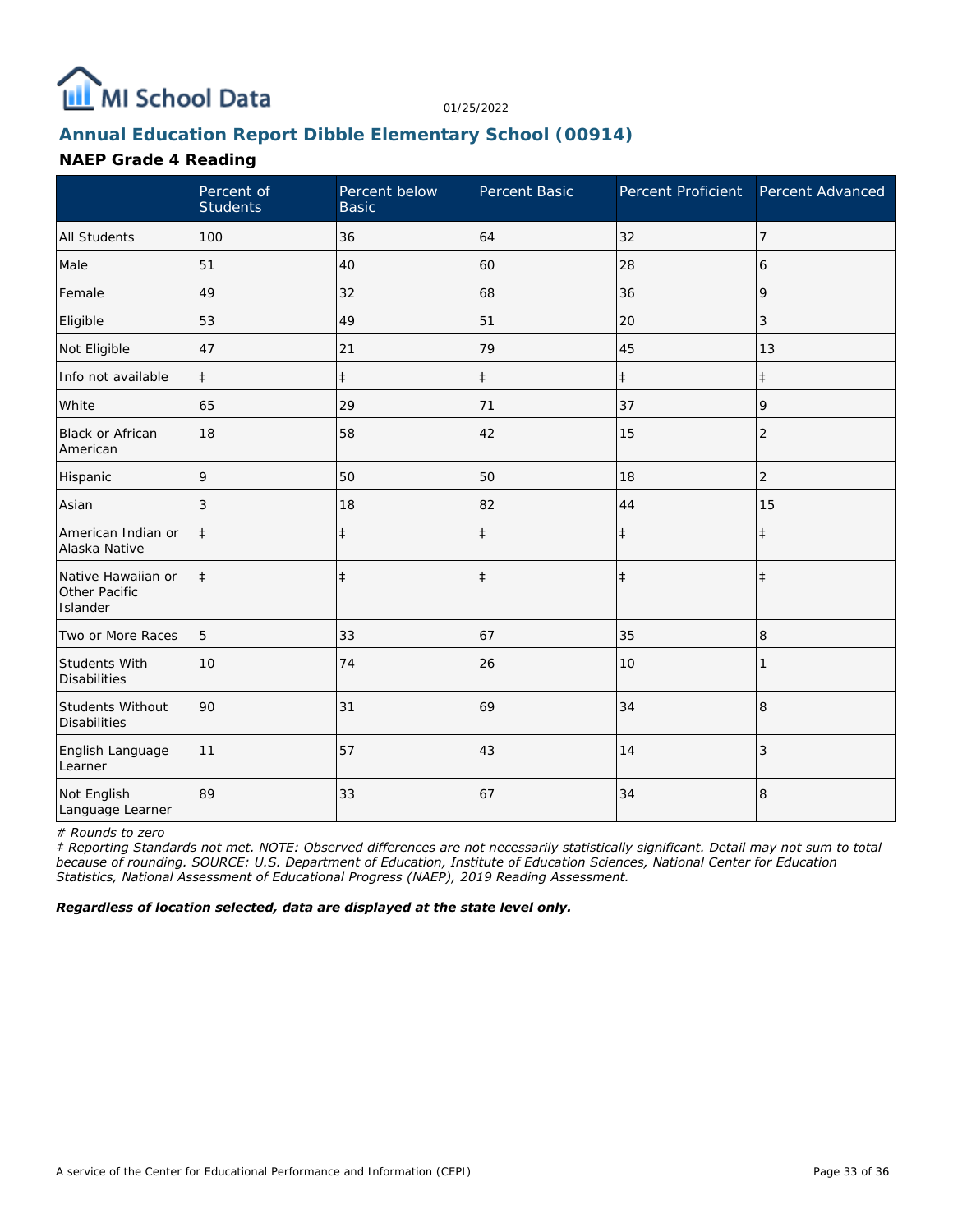## Annual Education Report Dibble Elementary School (00914)

### NAEP Grade 4 Reading

| | Percent of Students | Percent below Basic | Percent Basic | Percent Proficient | Percent Advanced |
|---|---|---|---|---|---|
| All Students | 100 | 36 | 64 | 32 | 7 |
| Male | 51 | 40 | 60 | 28 | 6 |
| Female | 49 | 32 | 68 | 36 | 9 |
| Eligible | 53 | 49 | 51 | 20 | 3 |
| Not Eligible | 47 | 21 | 79 | 45 | 13 |
| Info not available | ‡ | ‡ | ‡ | ‡ | ‡ |
| White | 65 | 29 | 71 | 37 | 9 |
| Black or African American | 18 | 58 | 42 | 15 | 2 |
| Hispanic | 9 | 50 | 50 | 18 | 2 |
| Asian | 3 | 18 | 82 | 44 | 15 |
| American Indian or Alaska Native | ‡ | ‡ | ‡ | ‡ | ‡ |
| Native Hawaiian or Other Pacific Islander | ‡ | ‡ | ‡ | ‡ | ‡ |
| Two or More Races | 5 | 33 | 67 | 35 | 8 |
| Students With Disabilities | 10 | 74 | 26 | 10 | 1 |
| Students Without Disabilities | 90 | 31 | 69 | 34 | 8 |
| English Language Learner | 11 | 57 | 43 | 14 | 3 |
| Not English Language Learner | 89 | 33 | 67 | 34 | 8 |

*# Rounds to zero*

*‡ Reporting Standards not met. NOTE: Observed differences are not necessarily statistically significant. Detail may not sum to total because of rounding. SOURCE: U.S. Department of Education, Institute of Education Sciences, National Center for Education Statistics, National Assessment of Educational Progress (NAEP), 2019 Reading Assessment.*

***Regardless of location selected, data are displayed at the state level only.***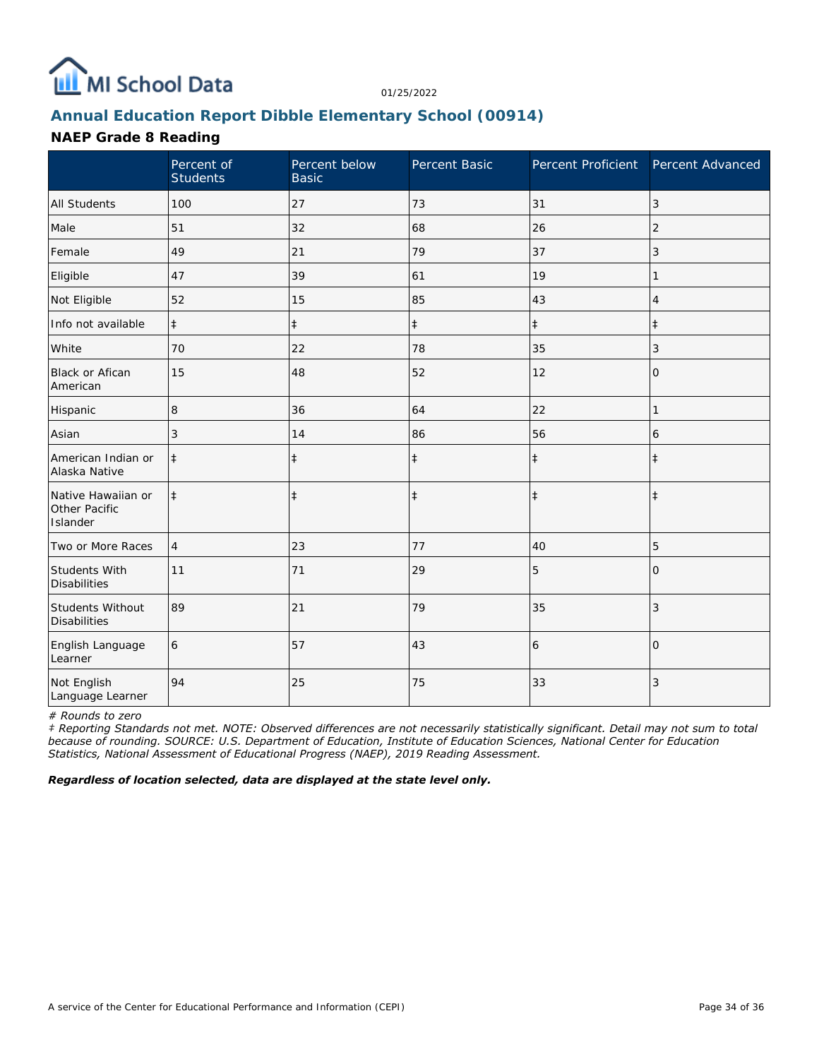# Annual Education Report Dibble Elementary School (00914)

## NAEP Grade 8 Reading

| | Percent of Students | Percent below Basic | Percent Basic | Percent Proficient | Percent Advanced |
|---|---|---|---|---|---|
| All Students | 100 | 27 | 73 | 31 | 3 |
| Male | 51 | 32 | 68 | 26 | 2 |
| Female | 49 | 21 | 79 | 37 | 3 |
| Eligible | 47 | 39 | 61 | 19 | 1 |
| Not Eligible | 52 | 15 | 85 | 43 | 4 |
| Info not available | ‡ | ‡ | ‡ | ‡ | ‡ |
| White | 70 | 22 | 78 | 35 | 3 |
| Black or Afican American | 15 | 48 | 52 | 12 | 0 |
| Hispanic | 8 | 36 | 64 | 22 | 1 |
| Asian | 3 | 14 | 86 | 56 | 6 |
| American Indian or Alaska Native | ‡ | ‡ | ‡ | ‡ | ‡ |
| Native Hawaiian or Other Pacific Islander | ‡ | ‡ | ‡ | ‡ | ‡ |
| Two or More Races | 4 | 23 | 77 | 40 | 5 |
| Students With Disabilities | 11 | 71 | 29 | 5 | 0 |
| Students Without Disabilities | 89 | 21 | 79 | 35 | 3 |
| English Language Learner | 6 | 57 | 43 | 6 | 0 |
| Not English Language Learner | 94 | 25 | 75 | 33 | 3 |

*# Rounds to zero*

*‡ Reporting Standards not met. NOTE: Observed differences are not necessarily statistically significant. Detail may not sum to total because of rounding. SOURCE: U.S. Department of Education, Institute of Education Sciences, National Center for Education Statistics, National Assessment of Educational Progress (NAEP), 2019 Reading Assessment.*

***Regardless of location selected, data are displayed at the state level only.***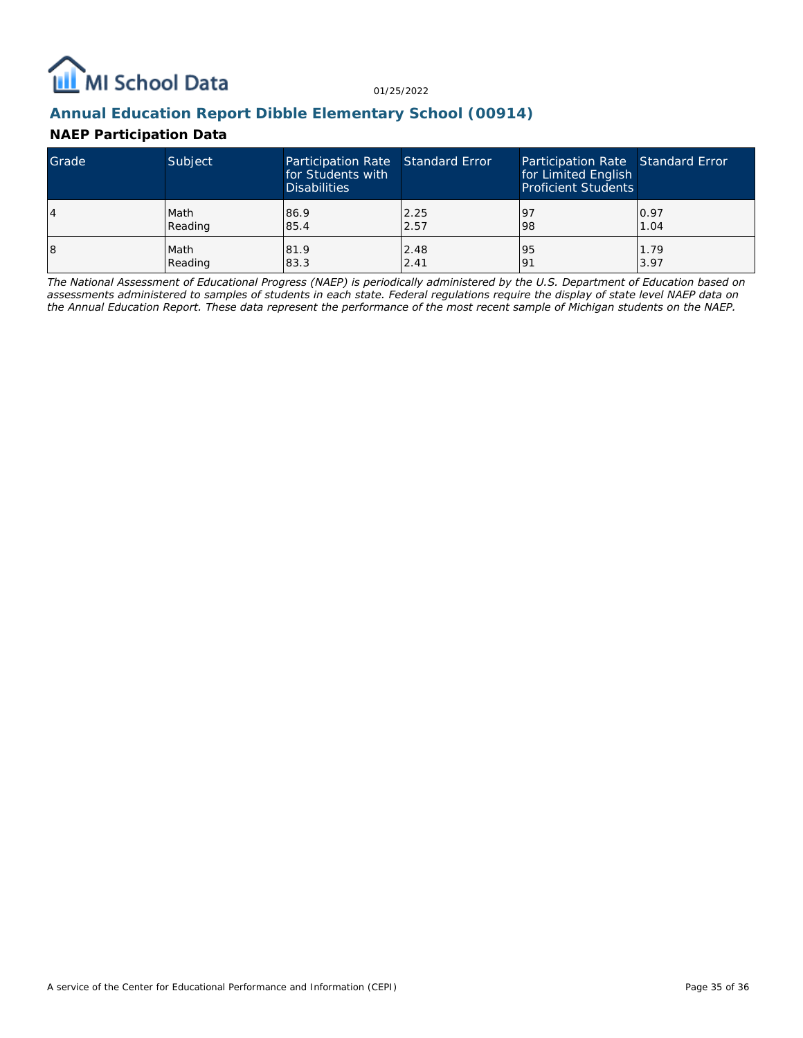# Annual Education Report Dibble Elementary School (00914)

## NAEP Participation Data

| Grade | Subject | Participation Rate for Students with Disabilities | Standard Error | Participation Rate for Limited English Proficient Students | Standard Error |
|---|---|---|---|---|---|
| 4 | Math<br>Reading | 86.9<br>85.4 | 2.25<br>2.57 | 97<br>98 | 0.97<br>1.04 |
| 8 | Math<br>Reading | 81.9<br>83.3 | 2.48<br>2.41 | 95<br>91 | 1.79<br>3.97 |

*The National Assessment of Educational Progress (NAEP) is periodically administered by the U.S. Department of Education based on assessments administered to samples of students in each state. Federal regulations require the display of state level NAEP data on the Annual Education Report. These data represent the performance of the most recent sample of Michigan students on the NAEP.*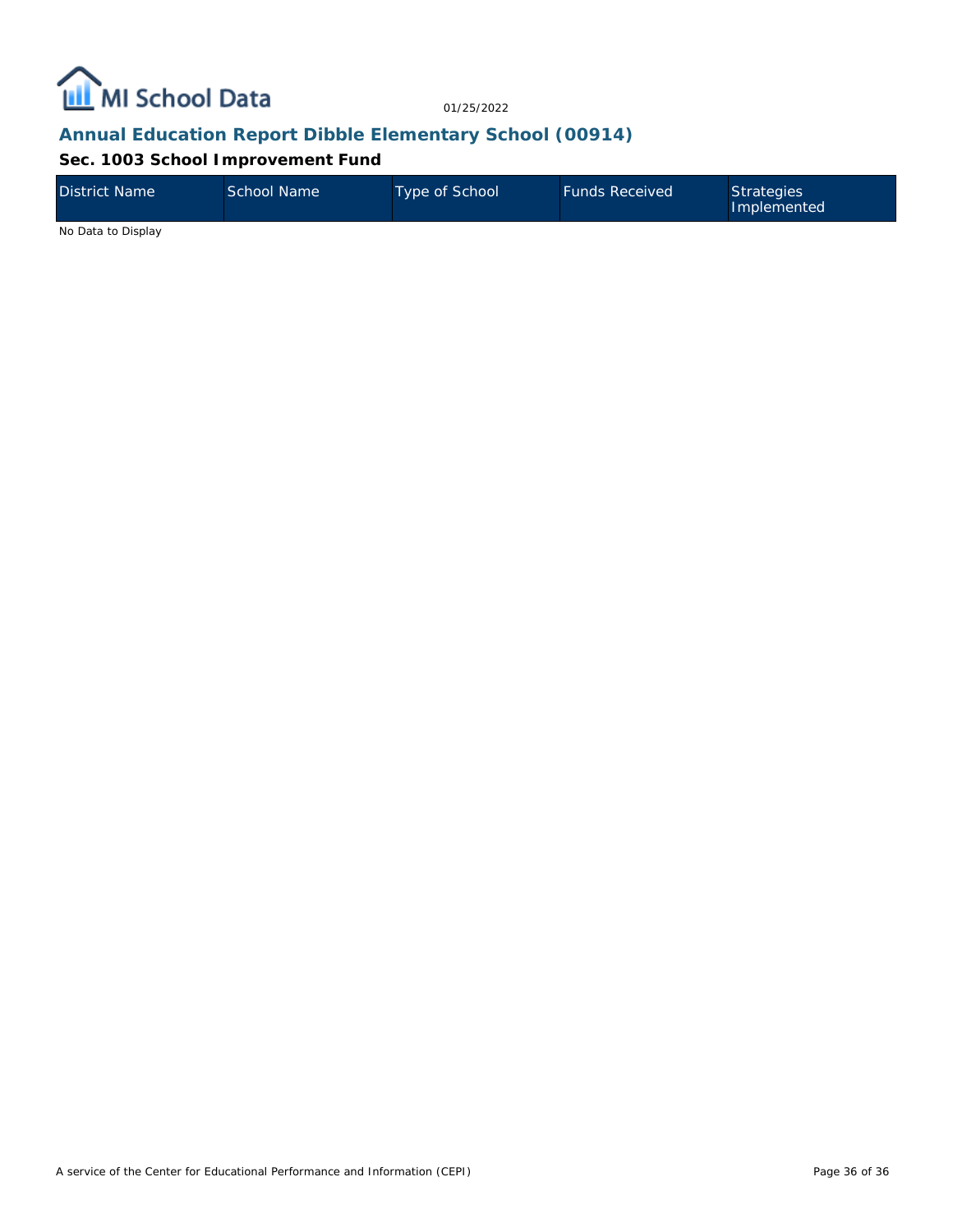MI School Data

01/25/2022

## Annual Education Report Dibble Elementary School (00914)

### Sec. 1003 School Improvement Fund

| District Name | School Name | Type of School | Funds Received | Strategies Implemented |
|---|---|---|---|---|

No Data to Display